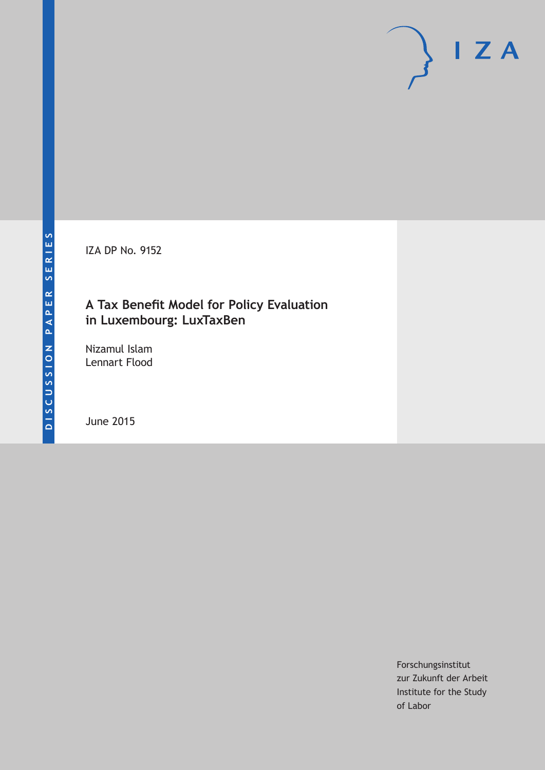DISCUSSION PAPER SERIES

IZA DP No. 9152

# A Tax Benefit Model for Policy Evaluation in Luxembourg: LuxTaxBen

Nizamul Islam
Lennart Flood

June 2015

Forschungsinstitut
zur Zukunft der Arbeit
Institute for the Study
of Labor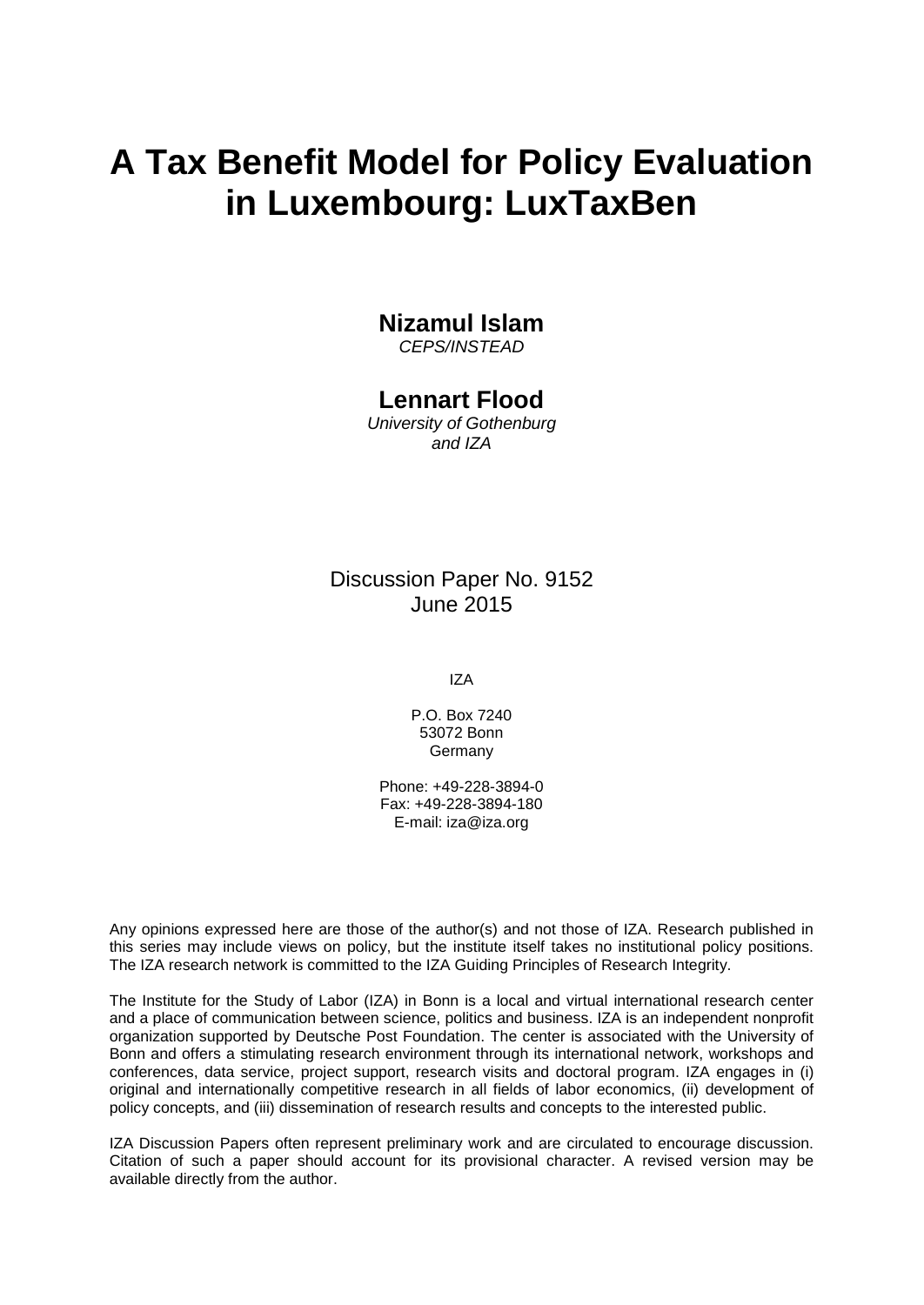# A Tax Benefit Model for Policy Evaluation in Luxembourg: LuxTaxBen

**Nizamul Islam**
*CEPS/INSTEAD*

**Lennart Flood**
*University of Gothenburg and IZA*

Discussion Paper No. 9152
June 2015

IZA

P.O. Box 7240
53072 Bonn
Germany

Phone: +49-228-3894-0
Fax: +49-228-3894-180
E-mail: iza@iza.org

Any opinions expressed here are those of the author(s) and not those of IZA. Research published in this series may include views on policy, but the institute itself takes no institutional policy positions. The IZA research network is committed to the IZA Guiding Principles of Research Integrity.

The Institute for the Study of Labor (IZA) in Bonn is a local and virtual international research center and a place of communication between science, politics and business. IZA is an independent nonprofit organization supported by Deutsche Post Foundation. The center is associated with the University of Bonn and offers a stimulating research environment through its international network, workshops and conferences, data service, project support, research visits and doctoral program. IZA engages in (i) original and internationally competitive research in all fields of labor economics, (ii) development of policy concepts, and (iii) dissemination of research results and concepts to the interested public.

IZA Discussion Papers often represent preliminary work and are circulated to encourage discussion. Citation of such a paper should account for its provisional character. A revised version may be available directly from the author.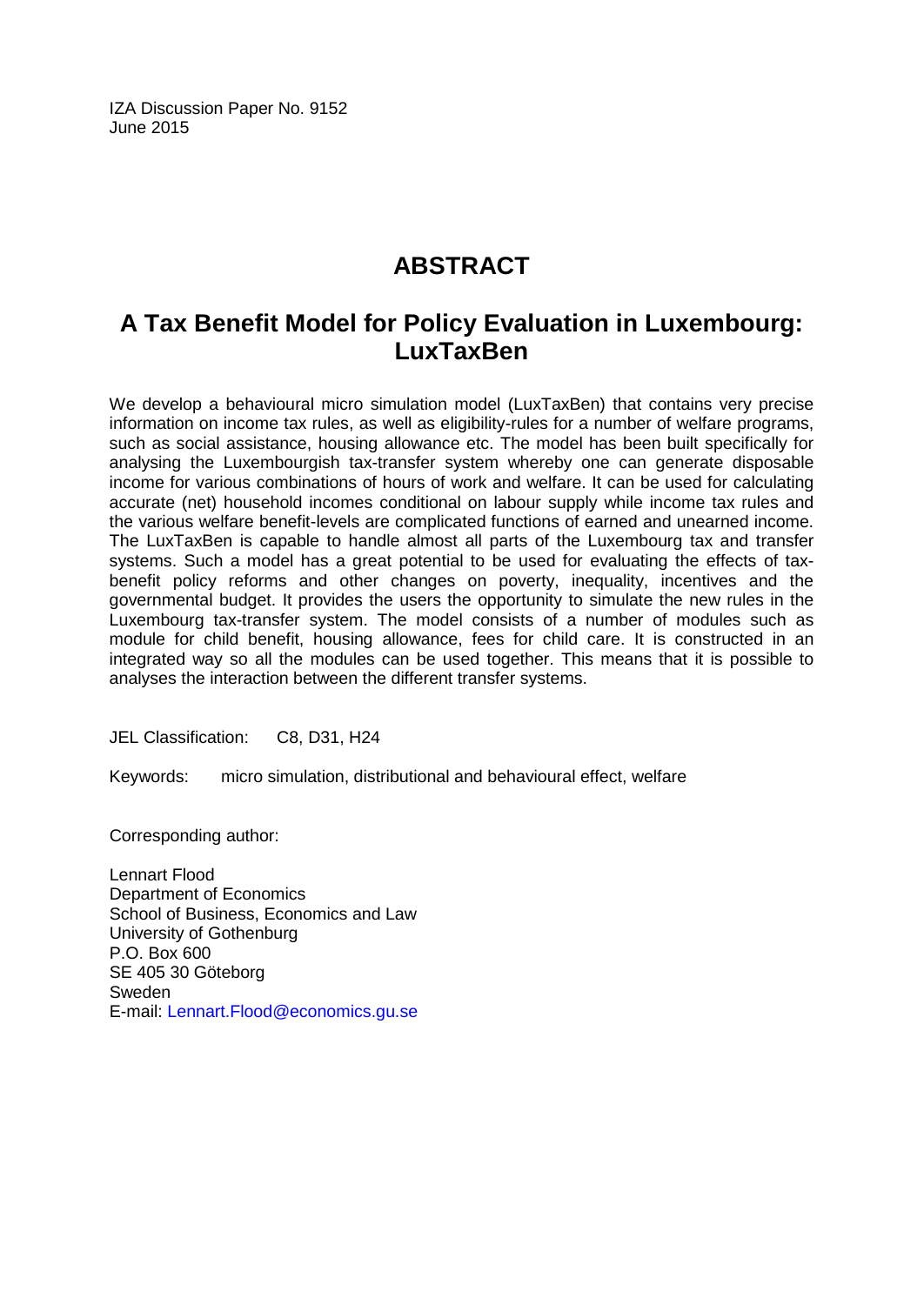IZA Discussion Paper No. 9152
June 2015

# ABSTRACT

## A Tax Benefit Model for Policy Evaluation in Luxembourg: LuxTaxBen

We develop a behavioural micro simulation model (LuxTaxBen) that contains very precise information on income tax rules, as well as eligibility-rules for a number of welfare programs, such as social assistance, housing allowance etc. The model has been built specifically for analysing the Luxembourgish tax-transfer system whereby one can generate disposable income for various combinations of hours of work and welfare. It can be used for calculating accurate (net) household incomes conditional on labour supply while income tax rules and the various welfare benefit-levels are complicated functions of earned and unearned income. The LuxTaxBen is capable to handle almost all parts of the Luxembourg tax and transfer systems. Such a model has a great potential to be used for evaluating the effects of tax-benefit policy reforms and other changes on poverty, inequality, incentives and the governmental budget. It provides the users the opportunity to simulate the new rules in the Luxembourg tax-transfer system. The model consists of a number of modules such as module for child benefit, housing allowance, fees for child care. It is constructed in an integrated way so all the modules can be used together. This means that it is possible to analyses the interaction between the different transfer systems.

JEL Classification: C8, D31, H24

Keywords: micro simulation, distributional and behavioural effect, welfare

Corresponding author:

Lennart Flood
Department of Economics
School of Business, Economics and Law
University of Gothenburg
P.O. Box 600
SE 405 30 Göteborg
Sweden
E-mail: Lennart.Flood@economics.gu.se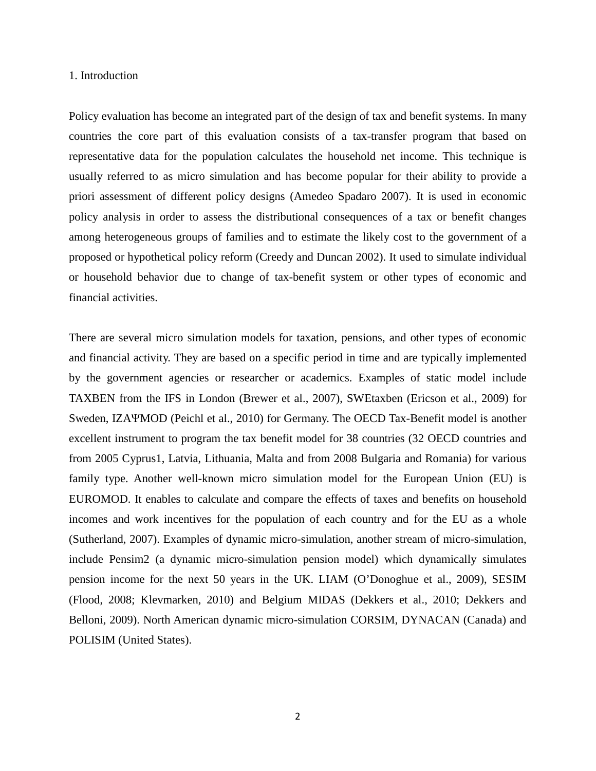# 1. Introduction

Policy evaluation has become an integrated part of the design of tax and benefit systems. In many countries the core part of this evaluation consists of a tax-transfer program that based on representative data for the population calculates the household net income. This technique is usually referred to as micro simulation and has become popular for their ability to provide a priori assessment of different policy designs (Amedeo Spadaro 2007). It is used in economic policy analysis in order to assess the distributional consequences of a tax or benefit changes among heterogeneous groups of families and to estimate the likely cost to the government of a proposed or hypothetical policy reform (Creedy and Duncan 2002). It used to simulate individual or household behavior due to change of tax-benefit system or other types of economic and financial activities.

There are several micro simulation models for taxation, pensions, and other types of economic and financial activity. They are based on a specific period in time and are typically implemented by the government agencies or researcher or academics. Examples of static model include TAXBEN from the IFS in London (Brewer et al., 2007), SWEtaxben (Ericson et al., 2009) for Sweden, IZAΨMOD (Peichl et al., 2010) for Germany. The OECD Tax-Benefit model is another excellent instrument to program the tax benefit model for 38 countries (32 OECD countries and from 2005 Cyprus1, Latvia, Lithuania, Malta and from 2008 Bulgaria and Romania) for various family type. Another well-known micro simulation model for the European Union (EU) is EUROMOD. It enables to calculate and compare the effects of taxes and benefits on household incomes and work incentives for the population of each country and for the EU as a whole (Sutherland, 2007). Examples of dynamic micro-simulation, another stream of micro-simulation, include Pensim2 (a dynamic micro-simulation pension model) which dynamically simulates pension income for the next 50 years in the UK. LIAM (O'Donoghue et al., 2009), SESIM (Flood, 2008; Klevmarken, 2010) and Belgium MIDAS (Dekkers et al., 2010; Dekkers and Belloni, 2009). North American dynamic micro-simulation CORSIM, DYNACAN (Canada) and POLISIM (United States).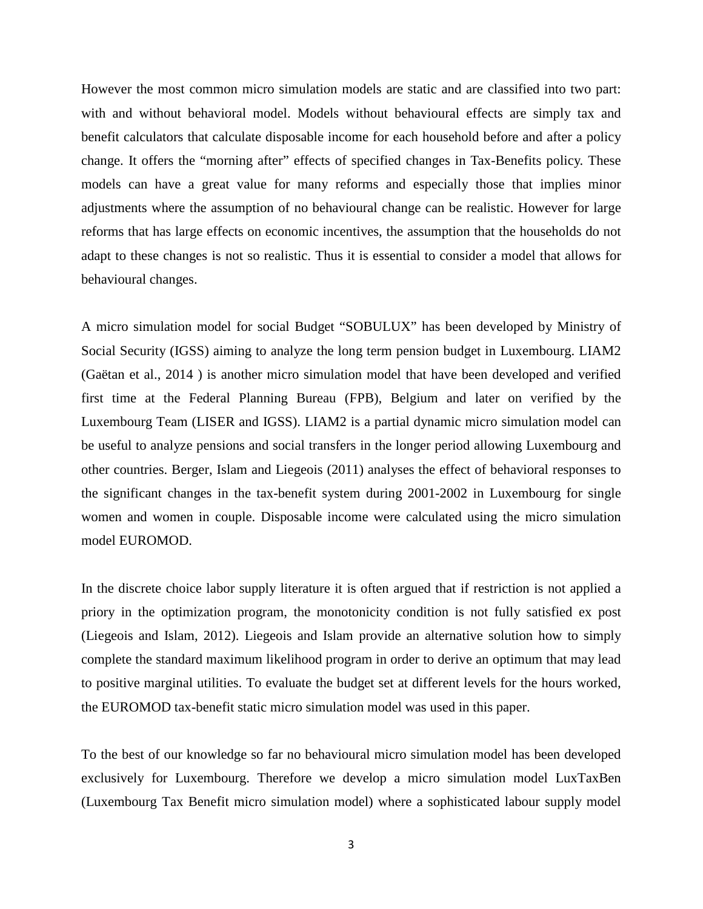However the most common micro simulation models are static and are classified into two part: with and without behavioral model. Models without behavioural effects are simply tax and benefit calculators that calculate disposable income for each household before and after a policy change. It offers the "morning after" effects of specified changes in Tax-Benefits policy. These models can have a great value for many reforms and especially those that implies minor adjustments where the assumption of no behavioural change can be realistic. However for large reforms that has large effects on economic incentives, the assumption that the households do not adapt to these changes is not so realistic. Thus it is essential to consider a model that allows for behavioural changes.

A micro simulation model for social Budget "SOBULUX" has been developed by Ministry of Social Security (IGSS) aiming to analyze the long term pension budget in Luxembourg. LIAM2 (Gaëtan et al., 2014 ) is another micro simulation model that have been developed and verified first time at the Federal Planning Bureau (FPB), Belgium and later on verified by the Luxembourg Team (LISER and IGSS). LIAM2 is a partial dynamic micro simulation model can be useful to analyze pensions and social transfers in the longer period allowing Luxembourg and other countries. Berger, Islam and Liegeois (2011) analyses the effect of behavioral responses to the significant changes in the tax-benefit system during 2001-2002 in Luxembourg for single women and women in couple. Disposable income were calculated using the micro simulation model EUROMOD.

In the discrete choice labor supply literature it is often argued that if restriction is not applied a priory in the optimization program, the monotonicity condition is not fully satisfied ex post (Liegeois and Islam, 2012). Liegeois and Islam provide an alternative solution how to simply complete the standard maximum likelihood program in order to derive an optimum that may lead to positive marginal utilities. To evaluate the budget set at different levels for the hours worked, the EUROMOD tax-benefit static micro simulation model was used in this paper.

To the best of our knowledge so far no behavioural micro simulation model has been developed exclusively for Luxembourg. Therefore we develop a micro simulation model LuxTaxBen (Luxembourg Tax Benefit micro simulation model) where a sophisticated labour supply model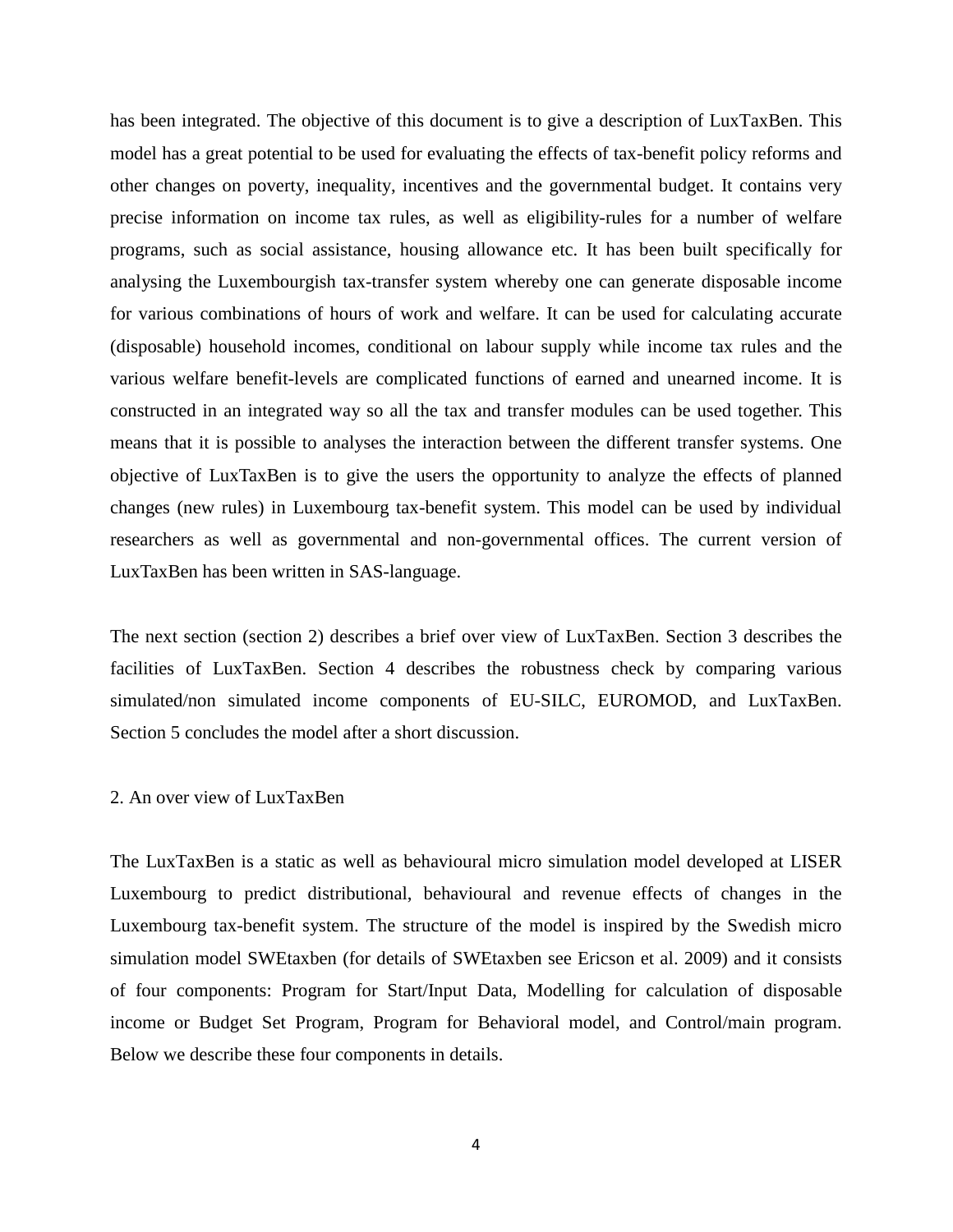has been integrated. The objective of this document is to give a description of LuxTaxBen. This model has a great potential to be used for evaluating the effects of tax-benefit policy reforms and other changes on poverty, inequality, incentives and the governmental budget. It contains very precise information on income tax rules, as well as eligibility-rules for a number of welfare programs, such as social assistance, housing allowance etc. It has been built specifically for analysing the Luxembourgish tax-transfer system whereby one can generate disposable income for various combinations of hours of work and welfare. It can be used for calculating accurate (disposable) household incomes, conditional on labour supply while income tax rules and the various welfare benefit-levels are complicated functions of earned and unearned income. It is constructed in an integrated way so all the tax and transfer modules can be used together. This means that it is possible to analyses the interaction between the different transfer systems. One objective of LuxTaxBen is to give the users the opportunity to analyze the effects of planned changes (new rules) in Luxembourg tax-benefit system. This model can be used by individual researchers as well as governmental and non-governmental offices. The current version of LuxTaxBen has been written in SAS-language.

The next section (section 2) describes a brief over view of LuxTaxBen. Section 3 describes the facilities of LuxTaxBen. Section 4 describes the robustness check by comparing various simulated/non simulated income components of EU-SILC, EUROMOD, and LuxTaxBen. Section 5 concludes the model after a short discussion.

## 2. An over view of LuxTaxBen

The LuxTaxBen is a static as well as behavioural micro simulation model developed at LISER Luxembourg to predict distributional, behavioural and revenue effects of changes in the Luxembourg tax-benefit system. The structure of the model is inspired by the Swedish micro simulation model SWEtaxben (for details of SWEtaxben see Ericson et al. 2009) and it consists of four components: Program for Start/Input Data, Modelling for calculation of disposable income or Budget Set Program, Program for Behavioral model, and Control/main program. Below we describe these four components in details.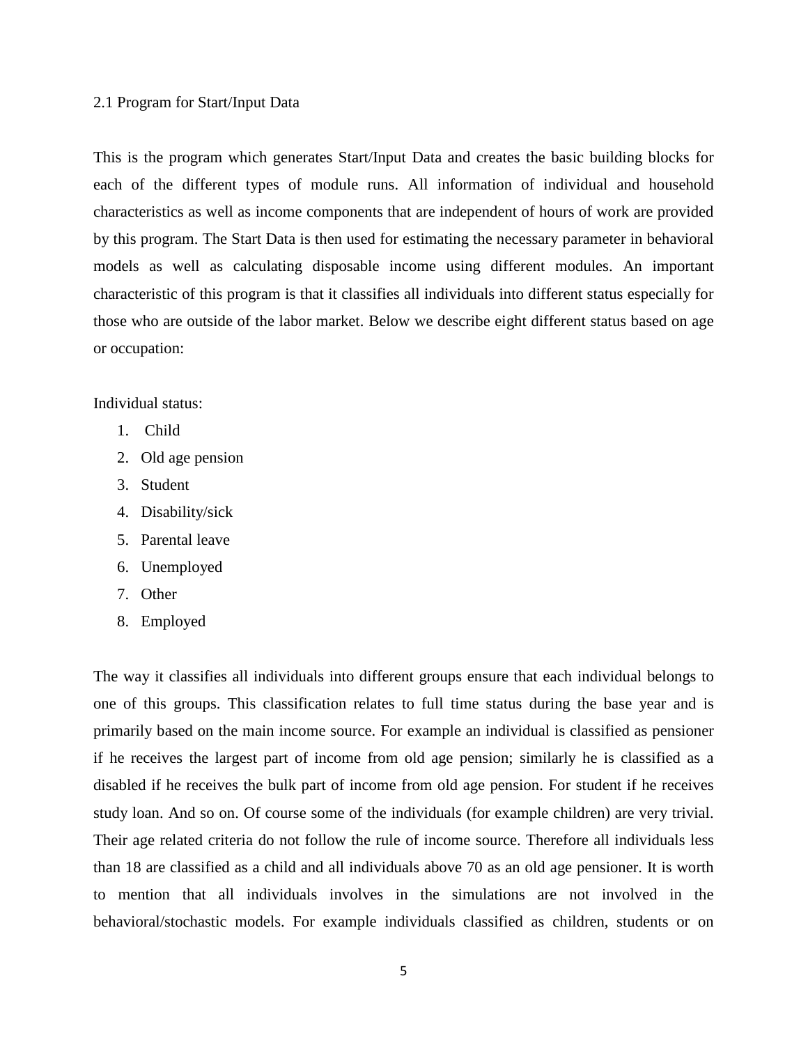## 2.1 Program for Start/Input Data

This is the program which generates Start/Input Data and creates the basic building blocks for each of the different types of module runs. All information of individual and household characteristics as well as income components that are independent of hours of work are provided by this program. The Start Data is then used for estimating the necessary parameter in behavioral models as well as calculating disposable income using different modules. An important characteristic of this program is that it classifies all individuals into different status especially for those who are outside of the labor market. Below we describe eight different status based on age or occupation:

Individual status:

1. Child
2. Old age pension
3. Student
4. Disability/sick
5. Parental leave
6. Unemployed
7. Other
8. Employed

The way it classifies all individuals into different groups ensure that each individual belongs to one of this groups. This classification relates to full time status during the base year and is primarily based on the main income source. For example an individual is classified as pensioner if he receives the largest part of income from old age pension; similarly he is classified as a disabled if he receives the bulk part of income from old age pension. For student if he receives study loan. And so on. Of course some of the individuals (for example children) are very trivial. Their age related criteria do not follow the rule of income source. Therefore all individuals less than 18 are classified as a child and all individuals above 70 as an old age pensioner. It is worth to mention that all individuals involves in the simulations are not involved in the behavioral/stochastic models. For example individuals classified as children, students or on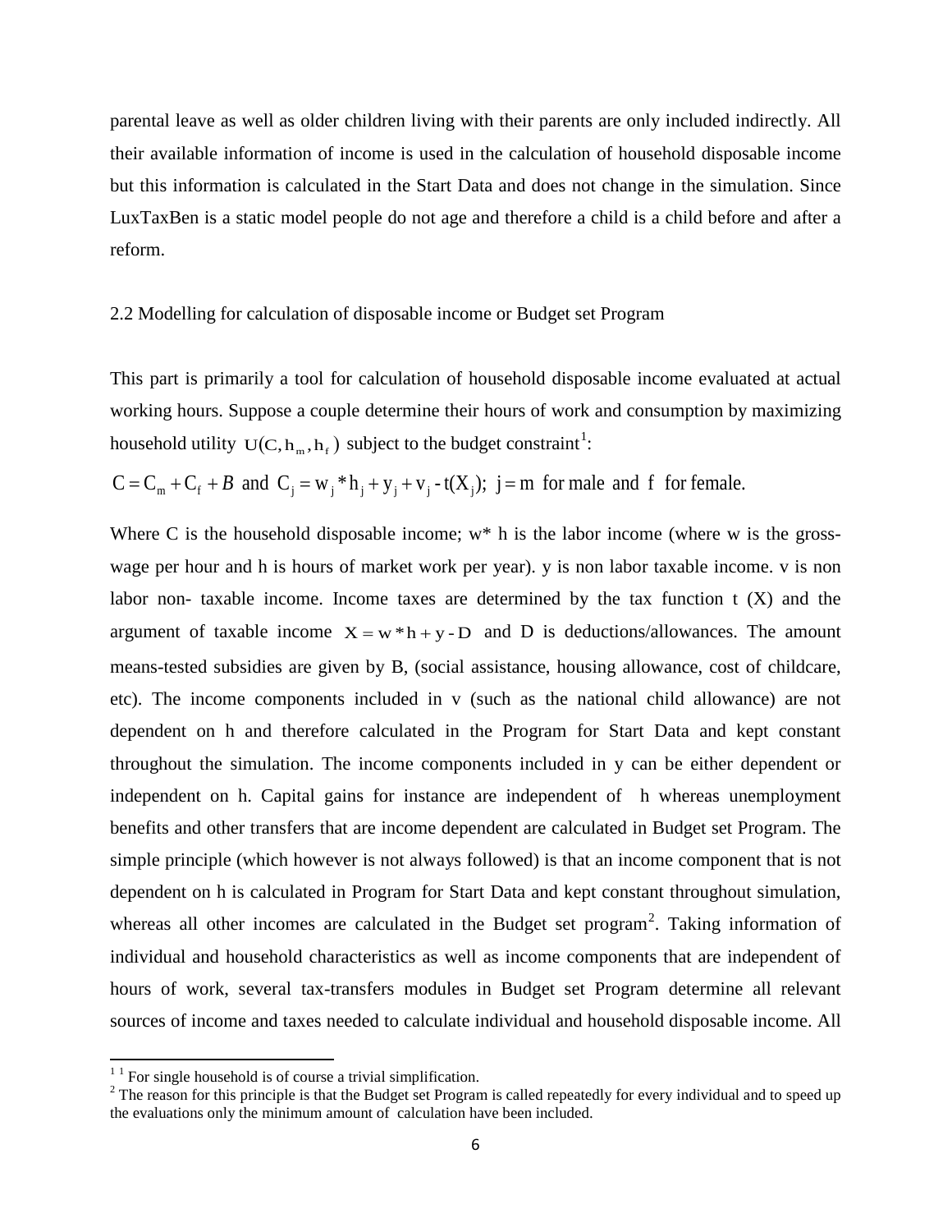parental leave as well as older children living with their parents are only included indirectly. All their available information of income is used in the calculation of household disposable income but this information is calculated in the Start Data and does not change in the simulation. Since LuxTaxBen is a static model people do not age and therefore a child is a child before and after a reform.

2.2 Modelling for calculation of disposable income or Budget set Program

This part is primarily a tool for calculation of household disposable income evaluated at actual working hours. Suppose a couple determine their hours of work and consumption by maximizing household utility $U(C, h_m, h_f)$ subject to the budget constraint[1]:

$$C = C_m + C_f + B \text{ and } C_j = w_j * h_j + y_j + v_j - t(X_j); \; j = m \text{ for male and } f \text{ for female.}$$

Where C is the household disposable income; w* h is the labor income (where w is the gross-wage per hour and h is hours of market work per year). y is non labor taxable income. v is non labor non- taxable income. Income taxes are determined by the tax function t (X) and the argument of taxable income $X = w * h + y - D$ and D is deductions/allowances. The amount means-tested subsidies are given by B, (social assistance, housing allowance, cost of childcare, etc). The income components included in v (such as the national child allowance) are not dependent on h and therefore calculated in the Program for Start Data and kept constant throughout the simulation. The income components included in y can be either dependent or independent on h. Capital gains for instance are independent of h whereas unemployment benefits and other transfers that are income dependent are calculated in Budget set Program. The simple principle (which however is not always followed) is that an income component that is not dependent on h is calculated in Program for Start Data and kept constant throughout simulation, whereas all other incomes are calculated in the Budget set program[2]. Taking information of individual and household characteristics as well as income components that are independent of hours of work, several tax-transfers modules in Budget set Program determine all relevant sources of income and taxes needed to calculate individual and household disposable income. All

---

[1] [1] For single household is of course a trivial simplification.

[2] The reason for this principle is that the Budget set Program is called repeatedly for every individual and to speed up the evaluations only the minimum amount of calculation have been included.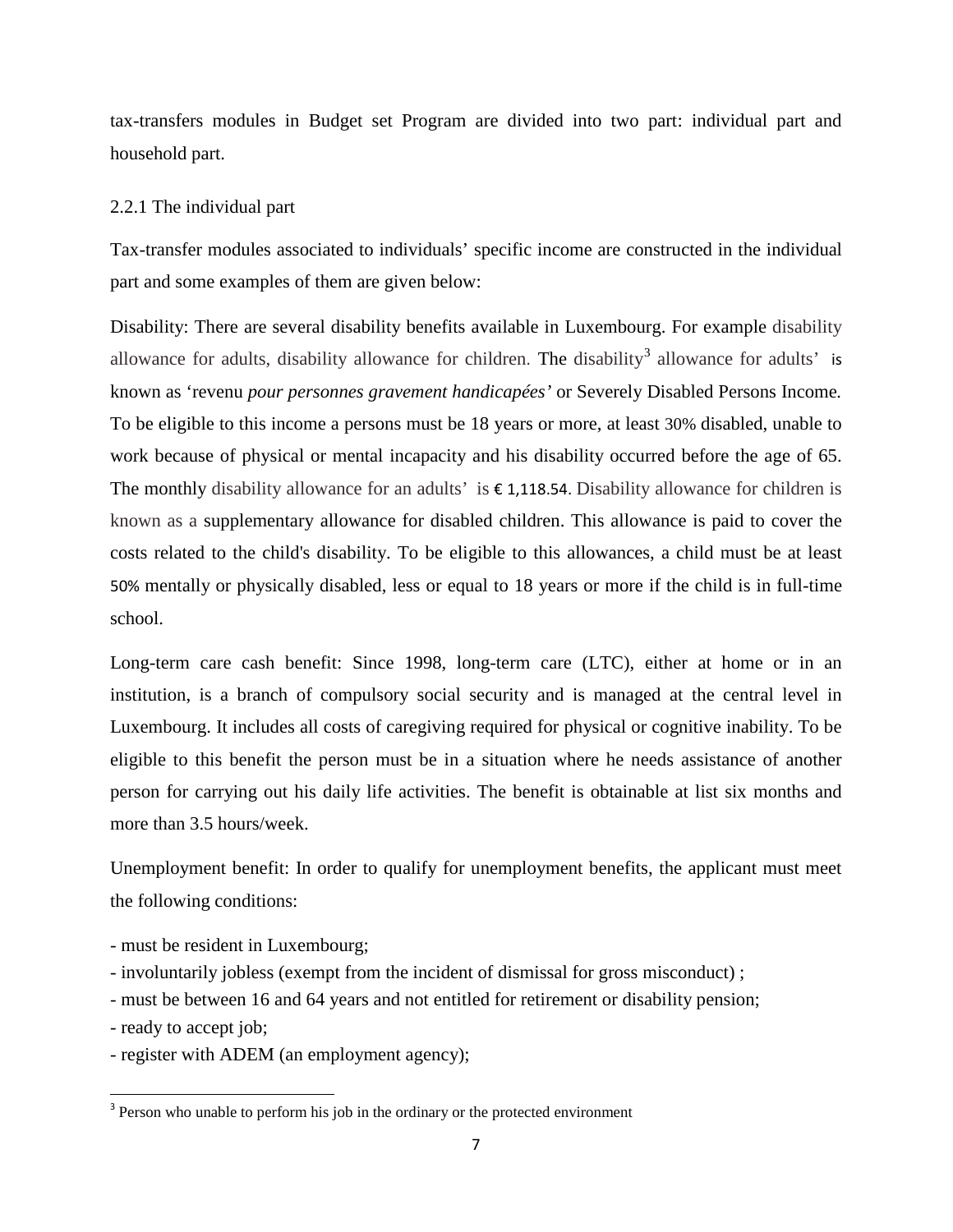tax-transfers modules in Budget set Program are divided into two part: individual part and household part.

### 2.2.1 The individual part

Tax-transfer modules associated to individuals' specific income are constructed in the individual part and some examples of them are given below:

Disability: There are several disability benefits available in Luxembourg. For example disability allowance for adults, disability allowance for children. The disability[3] allowance for adults' is known as 'revenu *pour personnes gravement handicapées'* or Severely Disabled Persons Income. To be eligible to this income a persons must be 18 years or more, at least 30% disabled, unable to work because of physical or mental incapacity and his disability occurred before the age of 65. The monthly disability allowance for an adults' is € 1,118.54. Disability allowance for children is known as a supplementary allowance for disabled children. This allowance is paid to cover the costs related to the child's disability. To be eligible to this allowances, a child must be at least 50% mentally or physically disabled, less or equal to 18 years or more if the child is in full-time school.

Long-term care cash benefit: Since 1998, long-term care (LTC), either at home or in an institution, is a branch of compulsory social security and is managed at the central level in Luxembourg. It includes all costs of caregiving required for physical or cognitive inability. To be eligible to this benefit the person must be in a situation where he needs assistance of another person for carrying out his daily life activities. The benefit is obtainable at list six months and more than 3.5 hours/week.

Unemployment benefit: In order to qualify for unemployment benefits, the applicant must meet the following conditions:

- must be resident in Luxembourg;
- involuntarily jobless (exempt from the incident of dismissal for gross misconduct) ;
- must be between 16 and 64 years and not entitled for retirement or disability pension;
- ready to accept job;
- register with ADEM (an employment agency);

[3] Person who unable to perform his job in the ordinary or the protected environment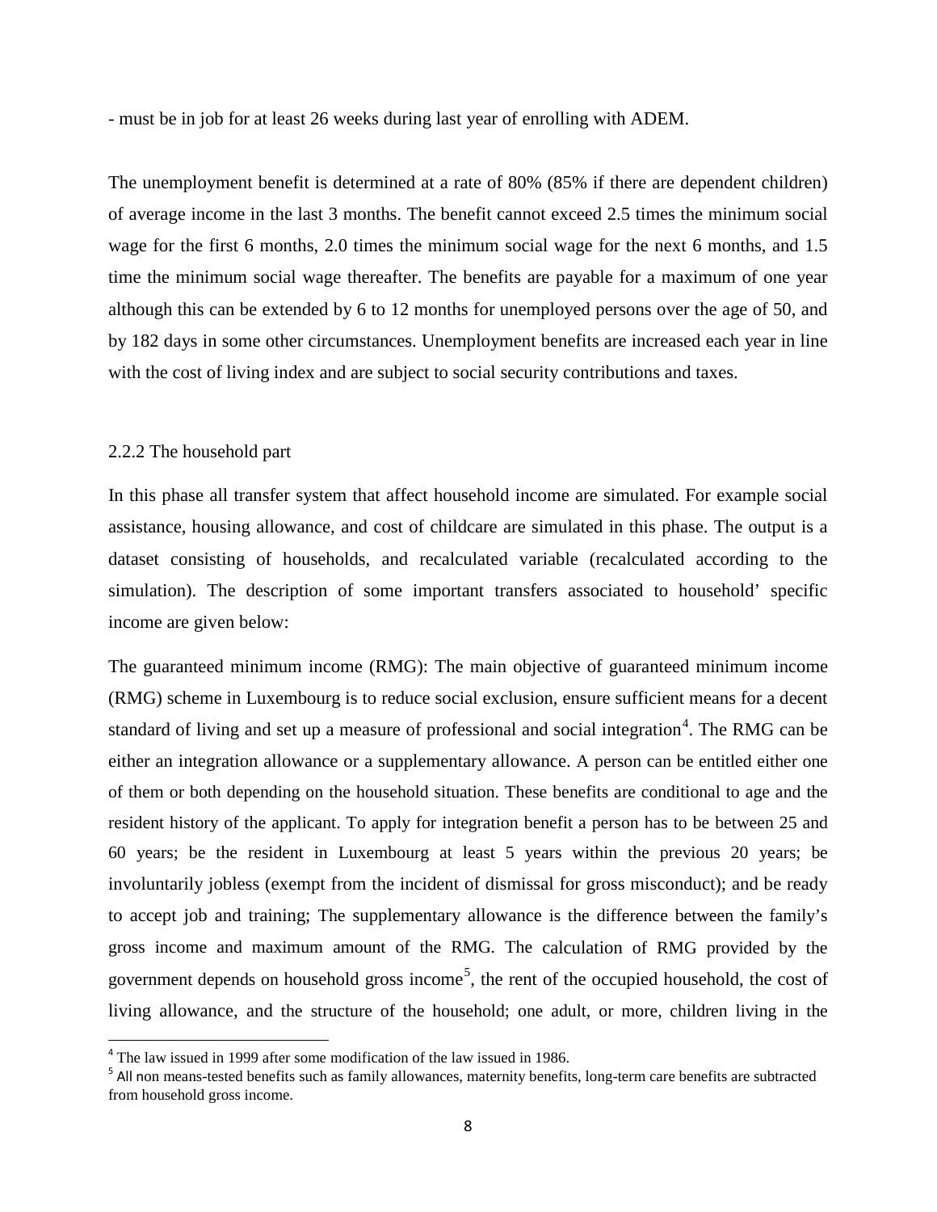- must be in job for at least 26 weeks during last year of enrolling with ADEM.

The unemployment benefit is determined at a rate of 80% (85% if there are dependent children) of average income in the last 3 months. The benefit cannot exceed 2.5 times the minimum social wage for the first 6 months, 2.0 times the minimum social wage for the next 6 months, and 1.5 time the minimum social wage thereafter. The benefits are payable for a maximum of one year although this can be extended by 6 to 12 months for unemployed persons over the age of 50, and by 182 days in some other circumstances. Unemployment benefits are increased each year in line with the cost of living index and are subject to social security contributions and taxes.

### 2.2.2 The household part

In this phase all transfer system that affect household income are simulated. For example social assistance, housing allowance, and cost of childcare are simulated in this phase. The output is a dataset consisting of households, and recalculated variable (recalculated according to the simulation). The description of some important transfers associated to household' specific income are given below:

The guaranteed minimum income (RMG): The main objective of guaranteed minimum income (RMG) scheme in Luxembourg is to reduce social exclusion, ensure sufficient means for a decent standard of living and set up a measure of professional and social integration[4]. The RMG can be either an integration allowance or a supplementary allowance. A person can be entitled either one of them or both depending on the household situation. These benefits are conditional to age and the resident history of the applicant. To apply for integration benefit a person has to be between 25 and 60 years; be the resident in Luxembourg at least 5 years within the previous 20 years; be involuntarily jobless (exempt from the incident of dismissal for gross misconduct); and be ready to accept job and training; The supplementary allowance is the difference between the family's gross income and maximum amount of the RMG. The calculation of RMG provided by the government depends on household gross income[5], the rent of the occupied household, the cost of living allowance, and the structure of the household; one adult, or more, children living in the

[4] The law issued in 1999 after some modification of the law issued in 1986.

[5] All non means-tested benefits such as family allowances, maternity benefits, long-term care benefits are subtracted from household gross income.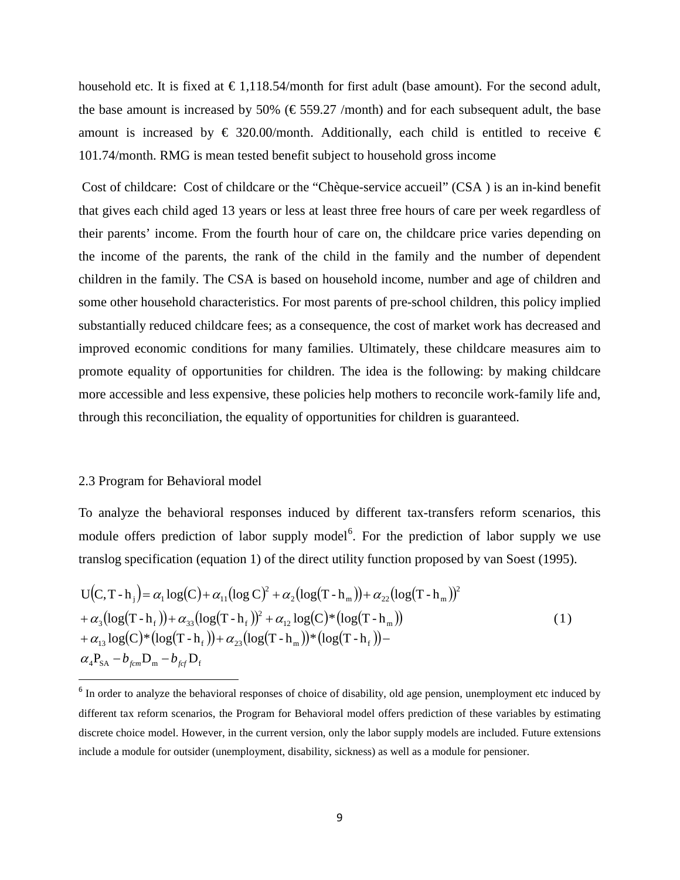household etc. It is fixed at € 1,118.54/month for first adult (base amount). For the second adult, the base amount is increased by 50% (€ 559.27 /month) and for each subsequent adult, the base amount is increased by € 320.00/month. Additionally, each child is entitled to receive € 101.74/month. RMG is mean tested benefit subject to household gross income

Cost of childcare: Cost of childcare or the "Chèque-service accueil" (CSA ) is an in-kind benefit that gives each child aged 13 years or less at least three free hours of care per week regardless of their parents' income. From the fourth hour of care on, the childcare price varies depending on the income of the parents, the rank of the child in the family and the number of dependent children in the family. The CSA is based on household income, number and age of children and some other household characteristics. For most parents of pre-school children, this policy implied substantially reduced childcare fees; as a consequence, the cost of market work has decreased and improved economic conditions for many families. Ultimately, these childcare measures aim to promote equality of opportunities for children. The idea is the following: by making childcare more accessible and less expensive, these policies help mothers to reconcile work-family life and, through this reconciliation, the equality of opportunities for children is guaranteed.

### 2.3 Program for Behavioral model

To analyze the behavioral responses induced by different tax-transfers reform scenarios, this module offers prediction of labor supply model[6]. For the prediction of labor supply we use translog specification (equation 1) of the direct utility function proposed by van Soest (1995).

$$
\begin{aligned}
U(C, T - h_j) &= \alpha_1 \log(C) + \alpha_{11}(\log C)^2 + \alpha_2(\log(T - h_m)) + \alpha_{22}(\log(T - h_m))^2 \\
&+ \alpha_3(\log(T - h_f)) + \alpha_{33}(\log(T - h_f))^2 + \alpha_{12}\log(C) * (\log(T - h_m)) \\
&+ \alpha_{13}\log(C) * (\log(T - h_f)) + \alpha_{23}(\log(T - h_m)) * (\log(T - h_f)) - \\
&\alpha_4 P_{SA} - b_{fcm} D_m - b_{fcf} D_f
\end{aligned} \tag{1}
$$

[6] In order to analyze the behavioral responses of choice of disability, old age pension, unemployment etc induced by different tax reform scenarios, the Program for Behavioral model offers prediction of these variables by estimating discrete choice model. However, in the current version, only the labor supply models are included. Future extensions include a module for outsider (unemployment, disability, sickness) as well as a module for pensioner.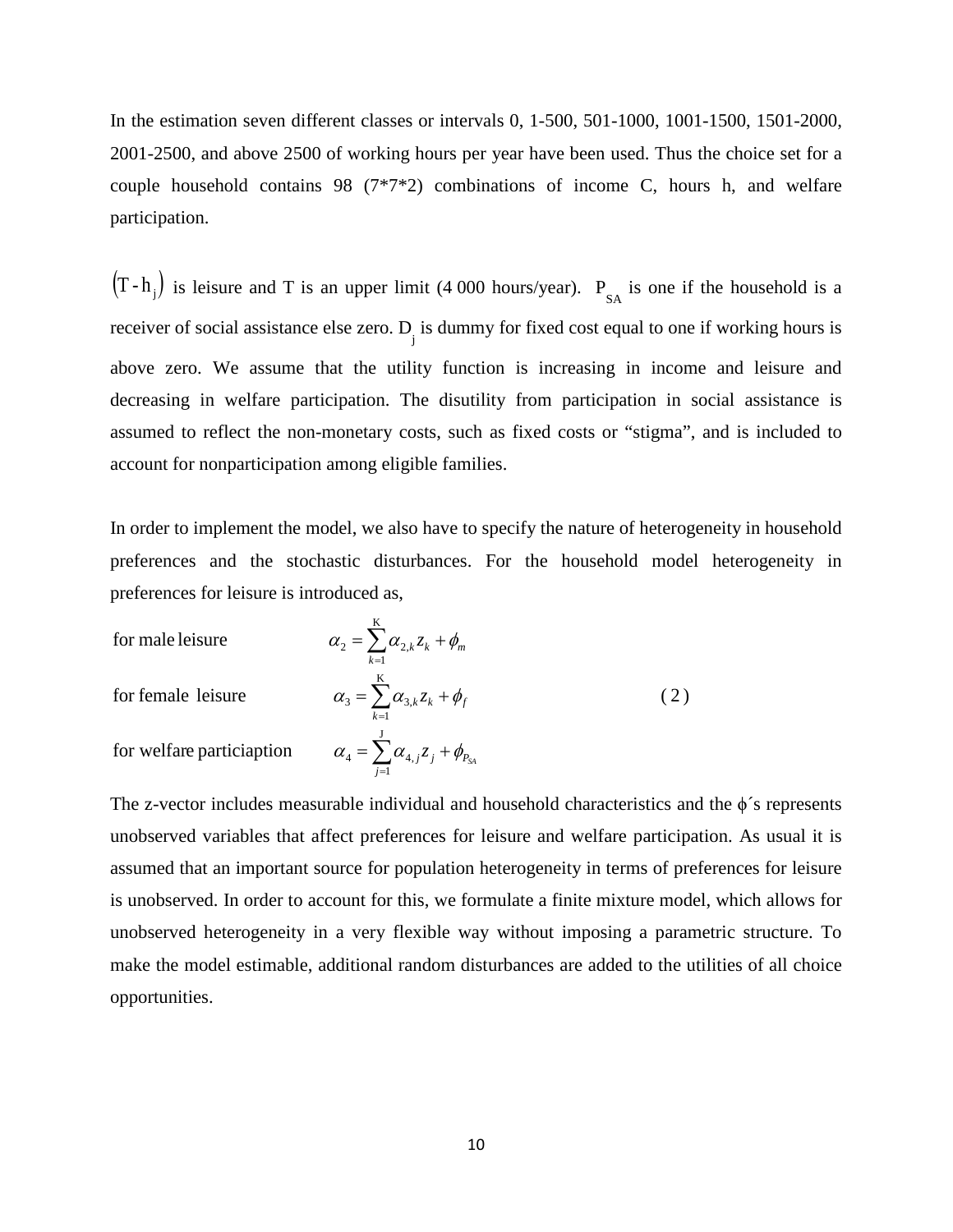In the estimation seven different classes or intervals 0, 1-500, 501-1000, 1001-1500, 1501-2000, 2001-2500, and above 2500 of working hours per year have been used. Thus the choice set for a couple household contains 98 (7*7*2) combinations of income C, hours h, and welfare participation.

$(T - h_j)$ is leisure and T is an upper limit (4 000 hours/year). $P_{SA}$ is one if the household is a receiver of social assistance else zero. $D_j$ is dummy for fixed cost equal to one if working hours is above zero. We assume that the utility function is increasing in income and leisure and decreasing in welfare participation. The disutility from participation in social assistance is assumed to reflect the non-monetary costs, such as fixed costs or "stigma", and is included to account for nonparticipation among eligible families.

In order to implement the model, we also have to specify the nature of heterogeneity in household preferences and the stochastic disturbances. For the household model heterogeneity in preferences for leisure is introduced as,

$$
\begin{aligned}
&\text{for male leisure} && \alpha_2 = \sum_{k=1}^{K} \alpha_{2,k} z_k + \phi_m \\
&\text{for female leisure} && \alpha_3 = \sum_{k=1}^{K} \alpha_{3,k} z_k + \phi_f \qquad (2) \\
&\text{for welfare particiaption} && \alpha_4 = \sum_{j=1}^{J} \alpha_{4,j} z_j + \phi_{P_{SA}}
\end{aligned}
$$

The z-vector includes measurable individual and household characteristics and the $\phi$´s represents unobserved variables that affect preferences for leisure and welfare participation. As usual it is assumed that an important source for population heterogeneity in terms of preferences for leisure is unobserved. In order to account for this, we formulate a finite mixture model, which allows for unobserved heterogeneity in a very flexible way without imposing a parametric structure. To make the model estimable, additional random disturbances are added to the utilities of all choice opportunities.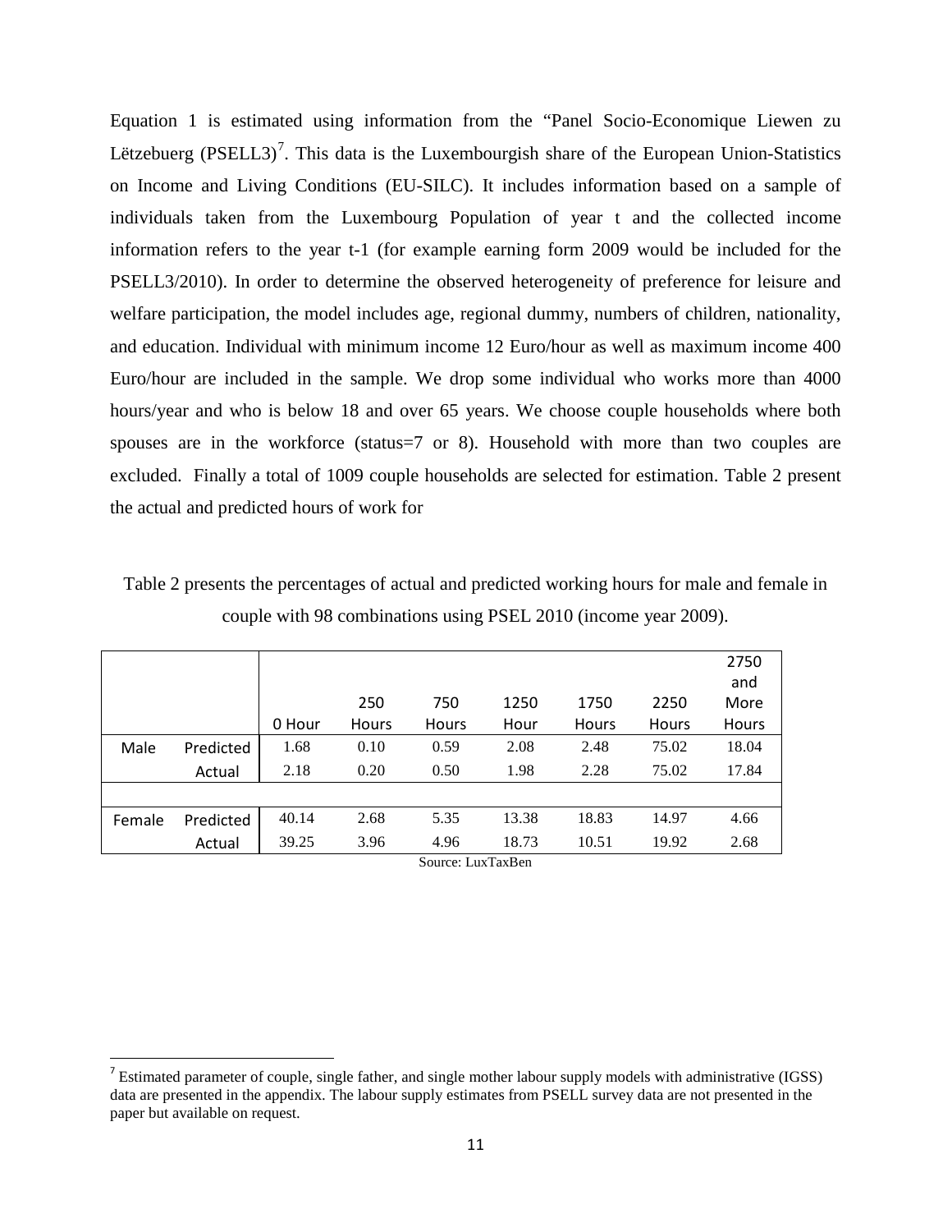Equation 1 is estimated using information from the "Panel Socio-Economique Liewen zu Lëtzebuerg (PSELL3)[7]. This data is the Luxembourgish share of the European Union-Statistics on Income and Living Conditions (EU-SILC). It includes information based on a sample of individuals taken from the Luxembourg Population of year t and the collected income information refers to the year t-1 (for example earning form 2009 would be included for the PSELL3/2010). In order to determine the observed heterogeneity of preference for leisure and welfare participation, the model includes age, regional dummy, numbers of children, nationality, and education. Individual with minimum income 12 Euro/hour as well as maximum income 400 Euro/hour are included in the sample. We drop some individual who works more than 4000 hours/year and who is below 18 and over 65 years. We choose couple households where both spouses are in the workforce (status=7 or 8). Household with more than two couples are excluded. Finally a total of 1009 couple households are selected for estimation. Table 2 present the actual and predicted hours of work for

Table 2 presents the percentages of actual and predicted working hours for male and female in couple with 98 combinations using PSEL 2010 (income year 2009).

| | | 0 Hour | 250 Hours | 750 Hours | 1250 Hour | 1750 Hours | 2250 Hours | 2750 and More Hours |
|---|---|---|---|---|---|---|---|---|
| Male | Predicted | 1.68 | 0.10 | 0.59 | 2.08 | 2.48 | 75.02 | 18.04 |
| | Actual | 2.18 | 0.20 | 0.50 | 1.98 | 2.28 | 75.02 | 17.84 |
| | | | | | | | | |
| Female | Predicted | 40.14 | 2.68 | 5.35 | 13.38 | 18.83 | 14.97 | 4.66 |
| | Actual | 39.25 | 3.96 | 4.96 | 18.73 | 10.51 | 19.92 | 2.68 |

Source: LuxTaxBen

[7] Estimated parameter of couple, single father, and single mother labour supply models with administrative (IGSS) data are presented in the appendix. The labour supply estimates from PSELL survey data are not presented in the paper but available on request.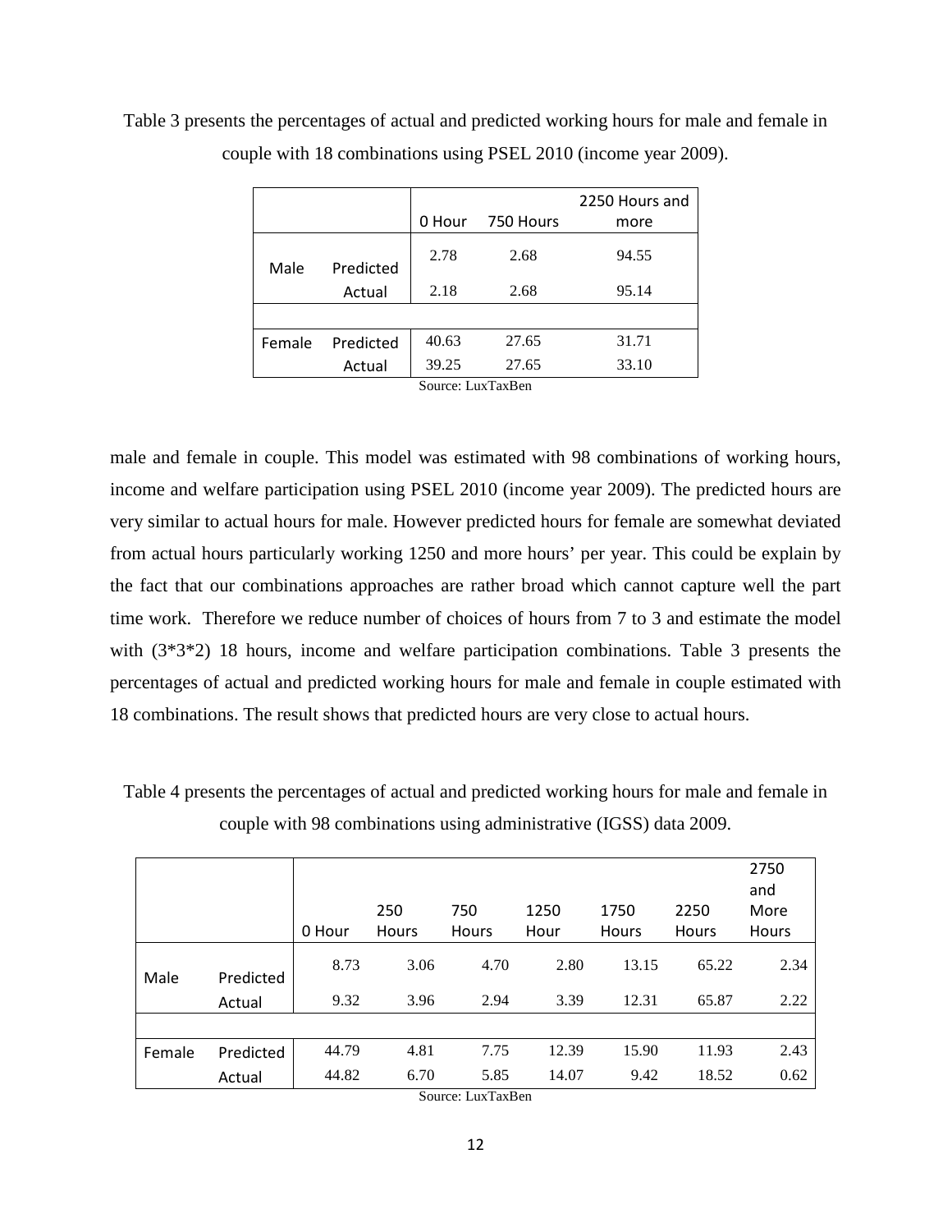Table 3 presents the percentages of actual and predicted working hours for male and female in couple with 18 combinations using PSEL 2010 (income year 2009).

| | | 0 Hour | 750 Hours | 2250 Hours and more |
|---|---|---|---|---|
| Male | Predicted | 2.78 | 2.68 | 94.55 |
| | Actual | 2.18 | 2.68 | 95.14 |
| | | | | |
| Female | Predicted | 40.63 | 27.65 | 31.71 |
| | Actual | 39.25 | 27.65 | 33.10 |

Source: LuxTaxBen

male and female in couple. This model was estimated with 98 combinations of working hours, income and welfare participation using PSEL 2010 (income year 2009). The predicted hours are very similar to actual hours for male. However predicted hours for female are somewhat deviated from actual hours particularly working 1250 and more hours' per year. This could be explain by the fact that our combinations approaches are rather broad which cannot capture well the part time work. Therefore we reduce number of choices of hours from 7 to 3 and estimate the model with (3*3*2) 18 hours, income and welfare participation combinations. Table 3 presents the percentages of actual and predicted working hours for male and female in couple estimated with 18 combinations. The result shows that predicted hours are very close to actual hours.

Table 4 presents the percentages of actual and predicted working hours for male and female in couple with 98 combinations using administrative (IGSS) data 2009.

| | | 0 Hour | 250 Hours | 750 Hours | 1250 Hour | 1750 Hours | 2250 Hours | 2750 and More Hours |
|---|---|---|---|---|---|---|---|---|
| Male | Predicted | 8.73 | 3.06 | 4.70 | 2.80 | 13.15 | 65.22 | 2.34 |
| | Actual | 9.32 | 3.96 | 2.94 | 3.39 | 12.31 | 65.87 | 2.22 |
| | | | | | | | | |
| Female | Predicted | 44.79 | 4.81 | 7.75 | 12.39 | 15.90 | 11.93 | 2.43 |
| | Actual | 44.82 | 6.70 | 5.85 | 14.07 | 9.42 | 18.52 | 0.62 |

Source: LuxTaxBen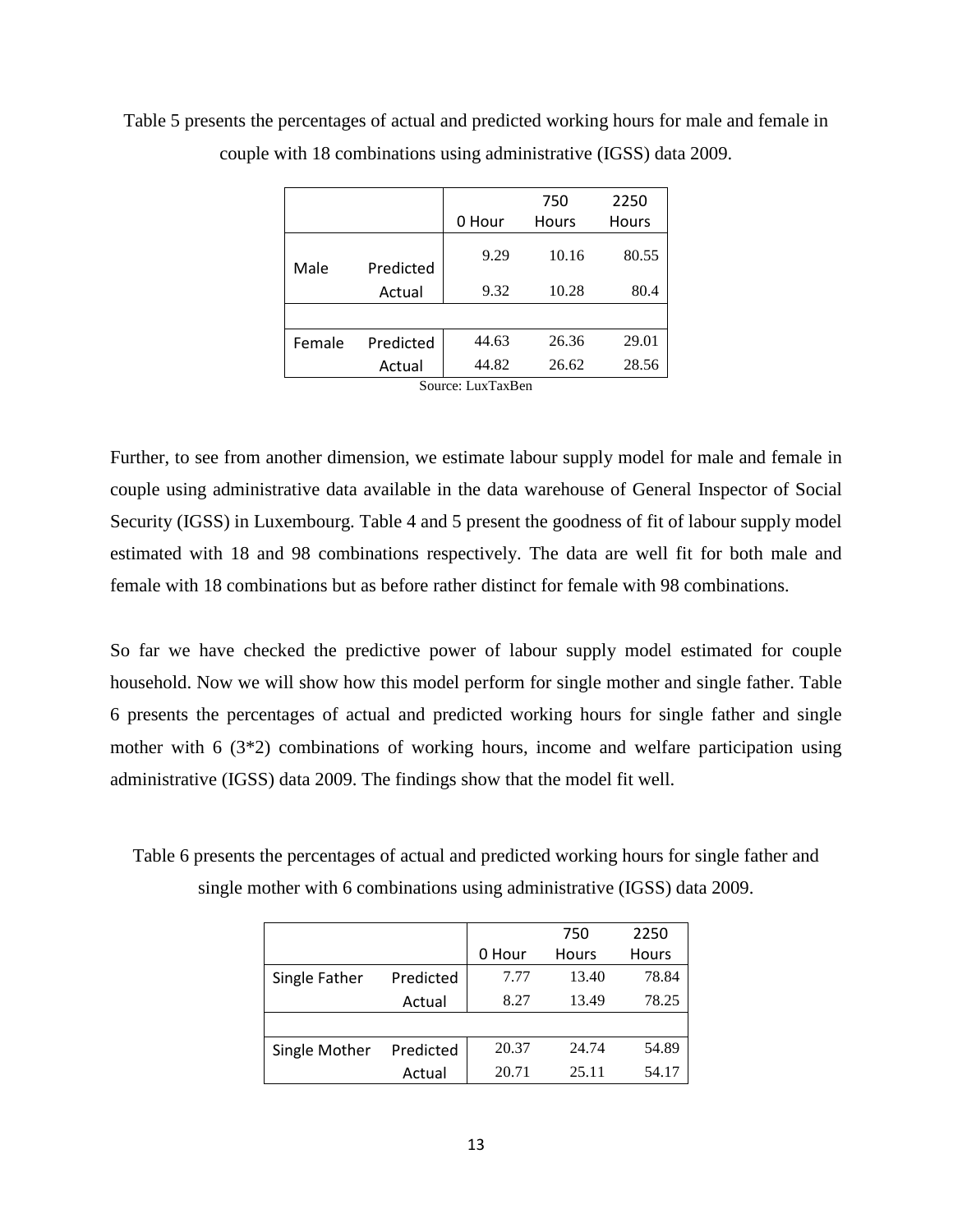Table 5 presents the percentages of actual and predicted working hours for male and female in couple with 18 combinations using administrative (IGSS) data 2009.

| | | 0 Hour | 750 Hours | 2250 Hours |
|---|---|---|---|---|
| Male | Predicted | 9.29 | 10.16 | 80.55 |
| | Actual | 9.32 | 10.28 | 80.4 |
| | | | | |
| Female | Predicted | 44.63 | 26.36 | 29.01 |
| | Actual | 44.82 | 26.62 | 28.56 |

Source: LuxTaxBen

Further, to see from another dimension, we estimate labour supply model for male and female in couple using administrative data available in the data warehouse of General Inspector of Social Security (IGSS) in Luxembourg. Table 4 and 5 present the goodness of fit of labour supply model estimated with 18 and 98 combinations respectively. The data are well fit for both male and female with 18 combinations but as before rather distinct for female with 98 combinations.

So far we have checked the predictive power of labour supply model estimated for couple household. Now we will show how this model perform for single mother and single father. Table 6 presents the percentages of actual and predicted working hours for single father and single mother with 6 (3*2) combinations of working hours, income and welfare participation using administrative (IGSS) data 2009. The findings show that the model fit well.

Table 6 presents the percentages of actual and predicted working hours for single father and single mother with 6 combinations using administrative (IGSS) data 2009.

| | | 0 Hour | 750 Hours | 2250 Hours |
|---|---|---|---|---|
| Single Father | Predicted | 7.77 | 13.40 | 78.84 |
| | Actual | 8.27 | 13.49 | 78.25 |
| | | | | |
| Single Mother | Predicted | 20.37 | 24.74 | 54.89 |
| | Actual | 20.71 | 25.11 | 54.17 |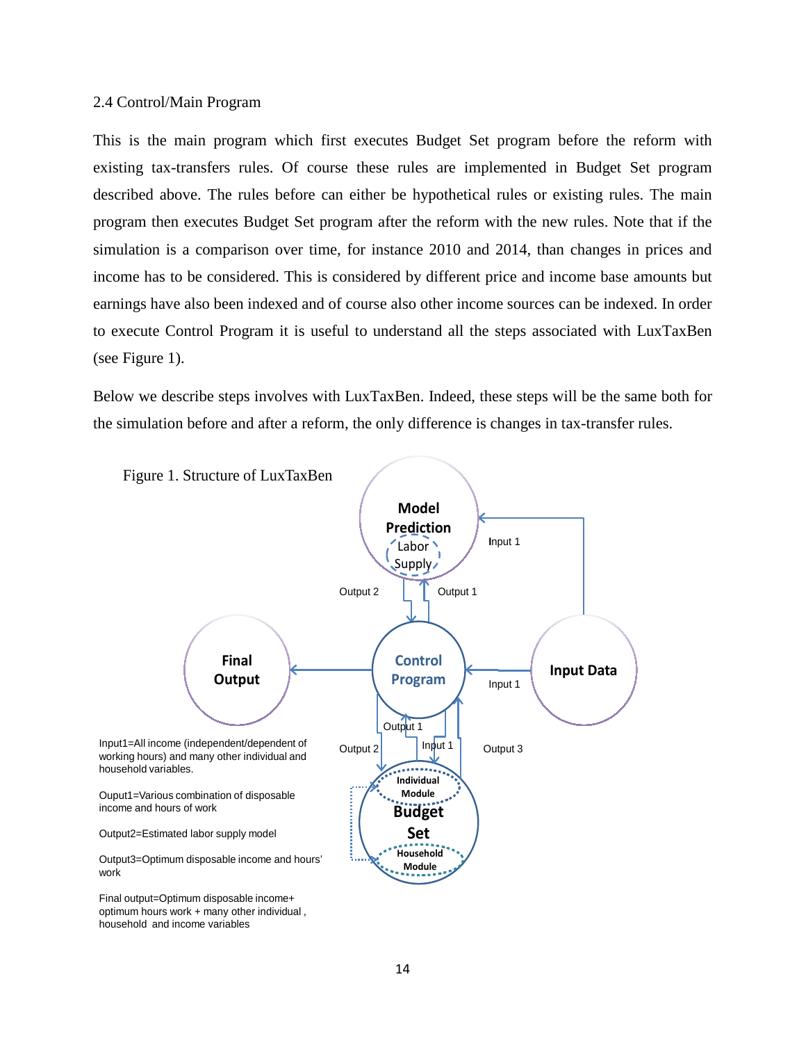## 2.4 Control/Main Program

This is the main program which first executes Budget Set program before the reform with existing tax-transfers rules. Of course these rules are implemented in Budget Set program described above. The rules before can either be hypothetical rules or existing rules. The main program then executes Budget Set program after the reform with the new rules. Note that if the simulation is a comparison over time, for instance 2010 and 2014, than changes in prices and income has to be considered. This is considered by different price and income base amounts but earnings have also been indexed and of course also other income sources can be indexed. In order to execute Control Program it is useful to understand all the steps associated with LuxTaxBen (see Figure 1).

Below we describe steps involves with LuxTaxBen. Indeed, these steps will be the same both for the simulation before and after a reform, the only difference is changes in tax-transfer rules.

Figure 1. Structure of LuxTaxBen

Model Prediction
Labor Supply
Input 1
Output 2
Output 1
Final Output
Control Program
Input Data
Input 1
Output 1
Output 2
Input 1
Output 3
Individual Module
Budget Set
Household Module

Input1=All income (independent/dependent of working hours) and many other individual and household variables.

Ouput1=Various combination of disposable income and hours of work

Output2=Estimated labor supply model

Output3=Optimum disposable income and hours' work

Final output=Optimum disposable income+ optimum hours work + many other individual , household and income variables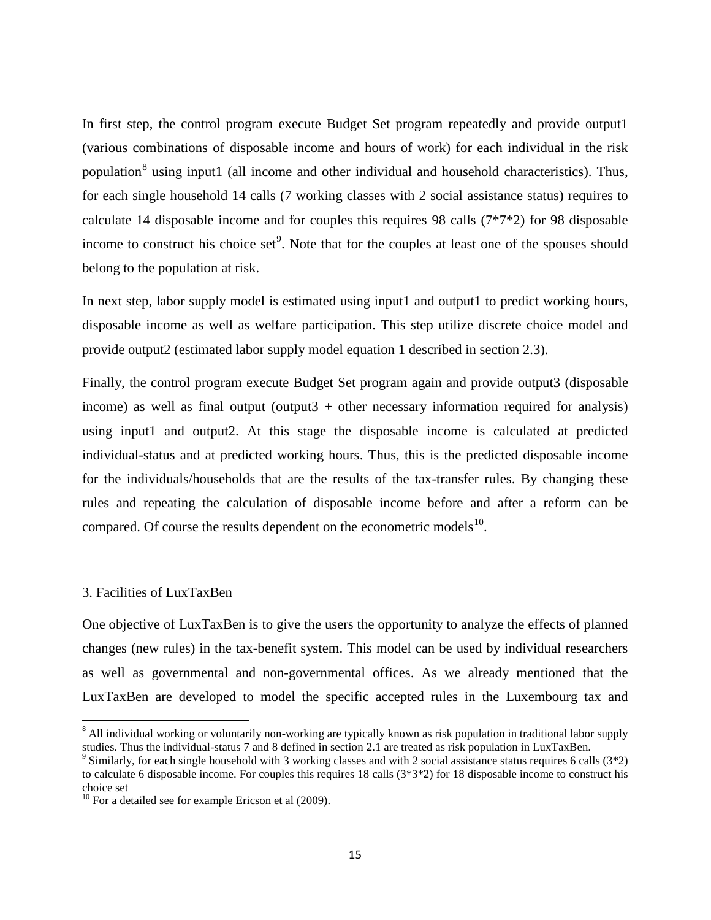In first step, the control program execute Budget Set program repeatedly and provide output1 (various combinations of disposable income and hours of work) for each individual in the risk population[8] using input1 (all income and other individual and household characteristics). Thus, for each single household 14 calls (7 working classes with 2 social assistance status) requires to calculate 14 disposable income and for couples this requires 98 calls (7*7*2) for 98 disposable income to construct his choice set[9]. Note that for the couples at least one of the spouses should belong to the population at risk.

In next step, labor supply model is estimated using input1 and output1 to predict working hours, disposable income as well as welfare participation. This step utilize discrete choice model and provide output2 (estimated labor supply model equation 1 described in section 2.3).

Finally, the control program execute Budget Set program again and provide output3 (disposable income) as well as final output (output3 + other necessary information required for analysis) using input1 and output2. At this stage the disposable income is calculated at predicted individual-status and at predicted working hours. Thus, this is the predicted disposable income for the individuals/households that are the results of the tax-transfer rules. By changing these rules and repeating the calculation of disposable income before and after a reform can be compared. Of course the results dependent on the econometric models[10].

## 3. Facilities of LuxTaxBen

One objective of LuxTaxBen is to give the users the opportunity to analyze the effects of planned changes (new rules) in the tax-benefit system. This model can be used by individual researchers as well as governmental and non-governmental offices. As we already mentioned that the LuxTaxBen are developed to model the specific accepted rules in the Luxembourg tax and

---

[8] All individual working or voluntarily non-working are typically known as risk population in traditional labor supply studies. Thus the individual-status 7 and 8 defined in section 2.1 are treated as risk population in LuxTaxBen.

[9] Similarly, for each single household with 3 working classes and with 2 social assistance status requires 6 calls (3*2) to calculate 6 disposable income. For couples this requires 18 calls (3*3*2) for 18 disposable income to construct his choice set

[10] For a detailed see for example Ericson et al (2009).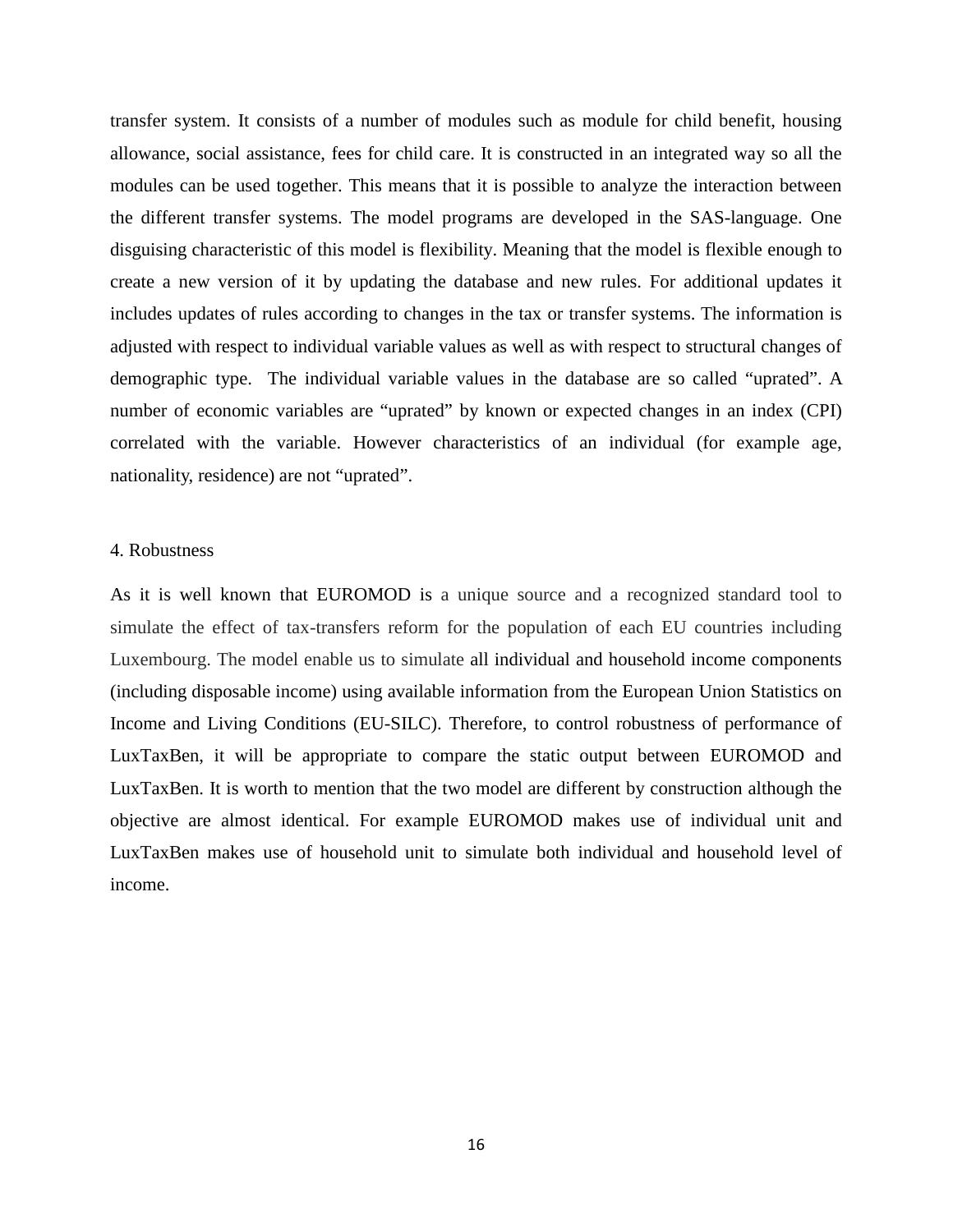transfer system. It consists of a number of modules such as module for child benefit, housing allowance, social assistance, fees for child care. It is constructed in an integrated way so all the modules can be used together. This means that it is possible to analyze the interaction between the different transfer systems. The model programs are developed in the SAS-language. One disguising characteristic of this model is flexibility. Meaning that the model is flexible enough to create a new version of it by updating the database and new rules. For additional updates it includes updates of rules according to changes in the tax or transfer systems. The information is adjusted with respect to individual variable values as well as with respect to structural changes of demographic type.  The individual variable values in the database are so called “uprated”. A number of economic variables are “uprated” by known or expected changes in an index (CPI) correlated with the variable. However characteristics of an individual (for example age, nationality, residence) are not “uprated”.

## 4. Robustness

As it is well known that EUROMOD is a unique source and a recognized standard tool to simulate the effect of tax-transfers reform for the population of each EU countries including Luxembourg. The model enable us to simulate all individual and household income components (including disposable income) using available information from the European Union Statistics on Income and Living Conditions (EU-SILC). Therefore, to control robustness of performance of LuxTaxBen, it will be appropriate to compare the static output between EUROMOD and LuxTaxBen. It is worth to mention that the two model are different by construction although the objective are almost identical. For example EUROMOD makes use of individual unit and LuxTaxBen makes use of household unit to simulate both individual and household level of income.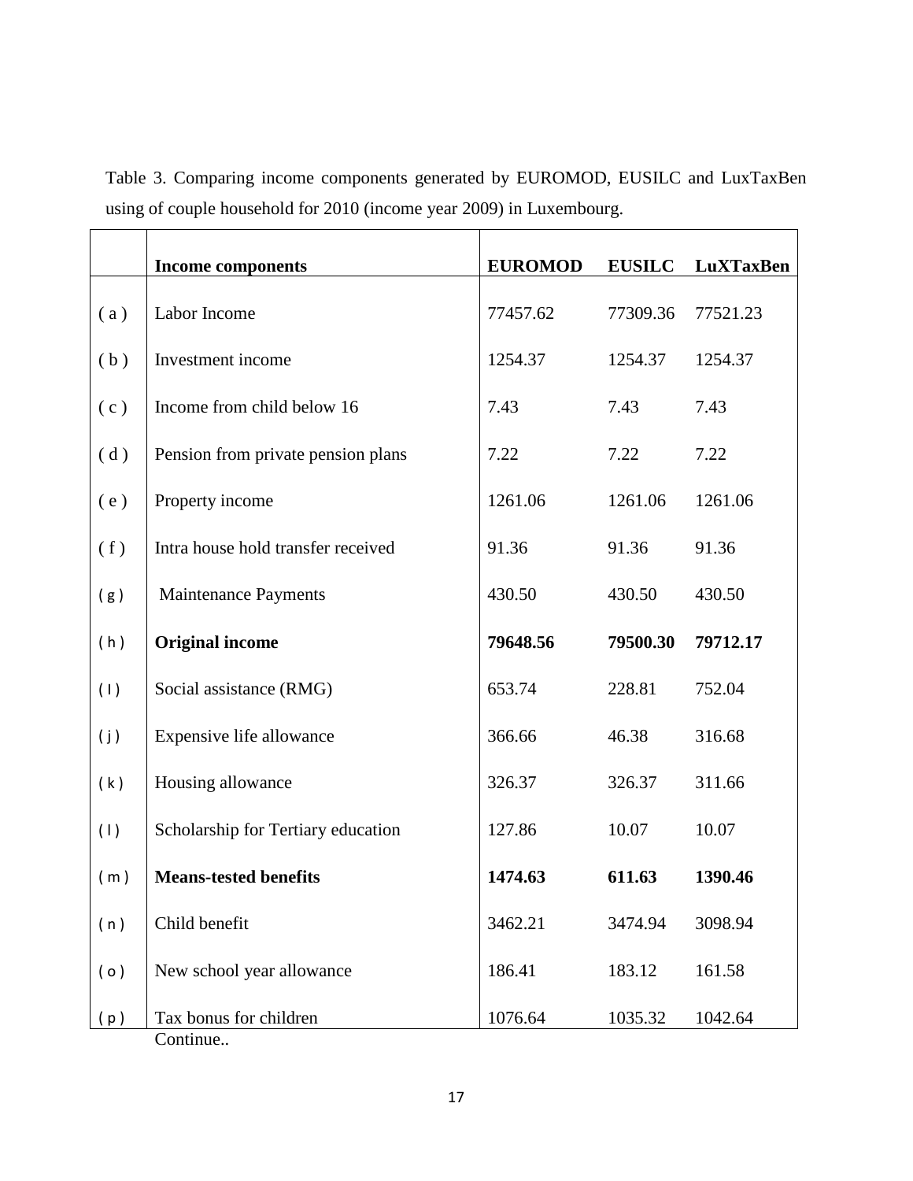Table 3. Comparing income components generated by EUROMOD, EUSILC and LuxTaxBen using of couple household for 2010 (income year 2009) in Luxembourg.

| | **Income components** | **EUROMOD** | **EUSILC** | **LuXTaxBen** |
|---|---|---|---|---|
| ( a ) | Labor Income | 77457.62 | 77309.36 | 77521.23 |
| ( b ) | Investment income | 1254.37 | 1254.37 | 1254.37 |
| ( c ) | Income from child below 16 | 7.43 | 7.43 | 7.43 |
| ( d ) | Pension from private pension plans | 7.22 | 7.22 | 7.22 |
| ( e ) | Property income | 1261.06 | 1261.06 | 1261.06 |
| ( f ) | Intra house hold transfer received | 91.36 | 91.36 | 91.36 |
| ( g ) | Maintenance Payments | 430.50 | 430.50 | 430.50 |
| ( h ) | **Original income** | **79648.56** | **79500.30** | **79712.17** |
| ( I ) | Social assistance (RMG) | 653.74 | 228.81 | 752.04 |
| ( j ) | Expensive life allowance | 366.66 | 46.38 | 316.68 |
| ( k ) | Housing allowance | 326.37 | 326.37 | 311.66 |
| ( l ) | Scholarship for Tertiary education | 127.86 | 10.07 | 10.07 |
| ( m ) | **Means-tested benefits** | **1474.63** | **611.63** | **1390.46** |
| ( n ) | Child benefit | 3462.21 | 3474.94 | 3098.94 |
| ( o ) | New school year allowance | 186.41 | 183.12 | 161.58 |
| ( p ) | Tax bonus for children | 1076.64 | 1035.32 | 1042.64 |

Continue..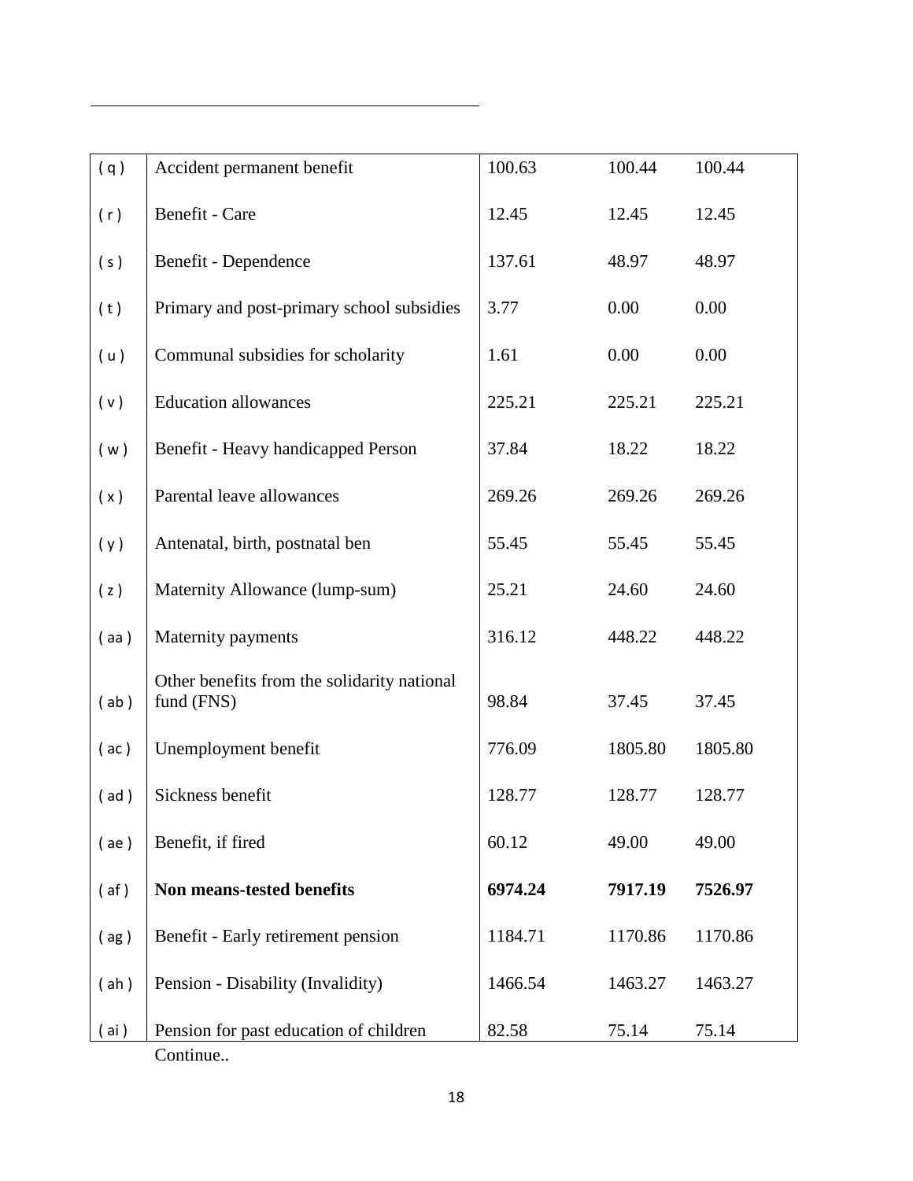| | | | | |
|---|---|---|---|---|
| ( q ) | Accident permanent benefit | 100.63 | 100.44 | 100.44 |
| ( r ) | Benefit - Care | 12.45 | 12.45 | 12.45 |
| ( s ) | Benefit - Dependence | 137.61 | 48.97 | 48.97 |
| ( t ) | Primary and post-primary school subsidies | 3.77 | 0.00 | 0.00 |
| ( u ) | Communal subsidies for scholarity | 1.61 | 0.00 | 0.00 |
| ( v ) | Education allowances | 225.21 | 225.21 | 225.21 |
| ( w ) | Benefit - Heavy handicapped Person | 37.84 | 18.22 | 18.22 |
| ( x ) | Parental leave allowances | 269.26 | 269.26 | 269.26 |
| ( y ) | Antenatal, birth, postnatal ben | 55.45 | 55.45 | 55.45 |
| ( z ) | Maternity Allowance (lump-sum) | 25.21 | 24.60 | 24.60 |
| ( aa ) | Maternity payments | 316.12 | 448.22 | 448.22 |
| ( ab ) | Other benefits from the solidarity national fund (FNS) | 98.84 | 37.45 | 37.45 |
| ( ac ) | Unemployment benefit | 776.09 | 1805.80 | 1805.80 |
| ( ad ) | Sickness benefit | 128.77 | 128.77 | 128.77 |
| ( ae ) | Benefit, if fired | 60.12 | 49.00 | 49.00 |
| ( af ) | **Non means-tested benefits** | **6974.24** | **7917.19** | **7526.97** |
| ( ag ) | Benefit - Early retirement pension | 1184.71 | 1170.86 | 1170.86 |
| ( ah ) | Pension - Disability (Invalidity) | 1466.54 | 1463.27 | 1463.27 |
| ( ai ) | Pension for past education of children | 82.58 | 75.14 | 75.14 |

Continue..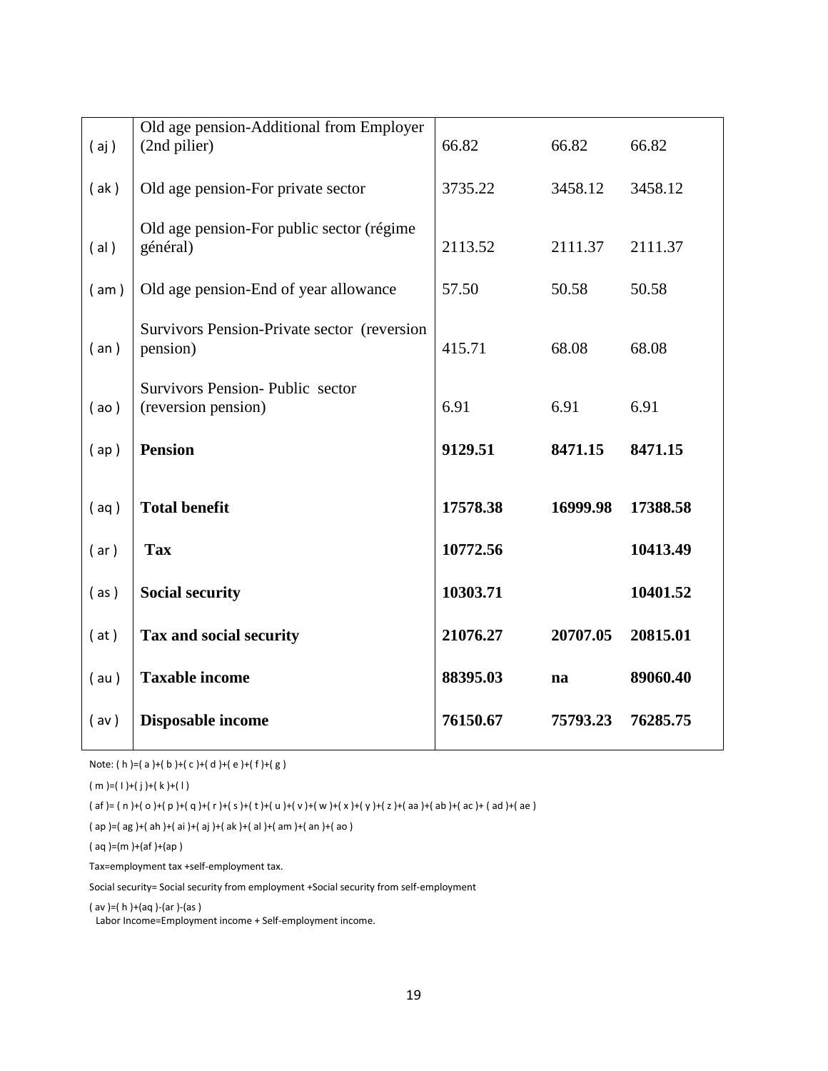| | | | | |
|---|---|---|---|---|
| ( aj ) | Old age pension-Additional from Employer (2nd pilier) | 66.82 | 66.82 | 66.82 |
| ( ak ) | Old age pension-For private sector | 3735.22 | 3458.12 | 3458.12 |
| ( al ) | Old age pension-For public sector (régime général) | 2113.52 | 2111.37 | 2111.37 |
| ( am ) | Old age pension-End of year allowance | 57.50 | 50.58 | 50.58 |
| ( an ) | Survivors Pension-Private sector (reversion pension) | 415.71 | 68.08 | 68.08 |
| ( ao ) | Survivors Pension- Public sector (reversion pension) | 6.91 | 6.91 | 6.91 |
| ( ap ) | **Pension** | **9129.51** | **8471.15** | **8471.15** |
| ( aq ) | **Total benefit** | **17578.38** | **16999.98** | **17388.58** |
| ( ar ) | **Tax** | **10772.56** | | **10413.49** |
| ( as ) | **Social security** | **10303.71** | | **10401.52** |
| ( at ) | **Tax and social security** | **21076.27** | **20707.05** | **20815.01** |
| ( au ) | **Taxable income** | **88395.03** | **na** | **89060.40** |
| ( av ) | **Disposable income** | **76150.67** | **75793.23** | **76285.75** |

Note: ( h )=( a )+( b )+( c )+( d )+( e )+( f )+( g )

( m )=( I )+( j )+( k )+( l )

( af )= ( n )+( o )+( p )+( q )+( r )+( s )+( t )+( u )+( v )+( w )+( x )+( y )+( z )+( aa )+( ab )+( ac )+ ( ad )+( ae )

( ap )=( ag )+( ah )+( ai )+( aj )+( ak )+( al )+( am )+( an )+( ao )

( aq )=(m )+(af )+(ap )

Tax=employment tax +self-employment tax.

Social security= Social security from employment +Social security from self-employment

( av )=( h )+(aq )-(ar )-(as )

Labor Income=Employment income + Self-employment income.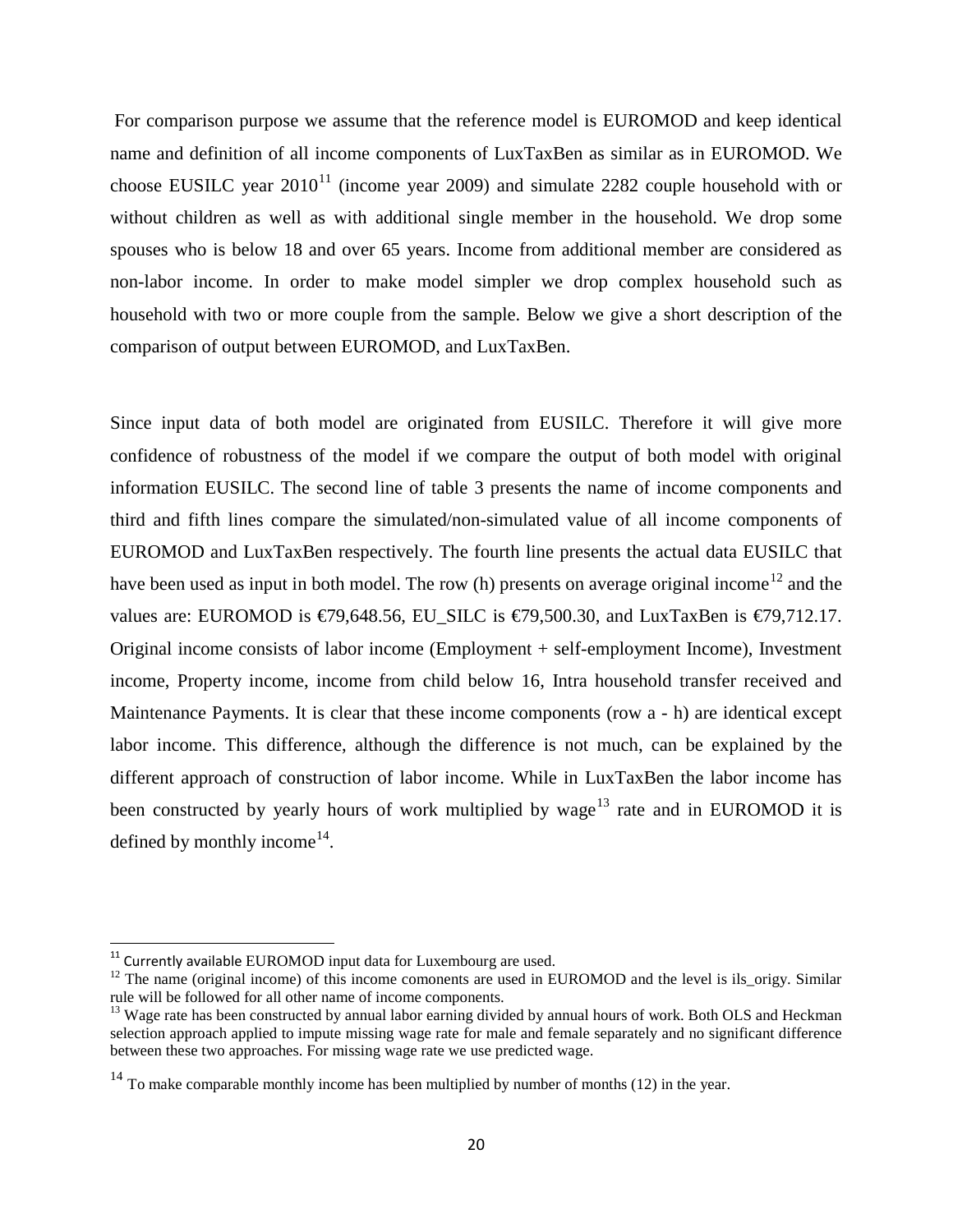For comparison purpose we assume that the reference model is EUROMOD and keep identical name and definition of all income components of LuxTaxBen as similar as in EUROMOD. We choose EUSILC year 2010[11] (income year 2009) and simulate 2282 couple household with or without children as well as with additional single member in the household. We drop some spouses who is below 18 and over 65 years. Income from additional member are considered as non-labor income. In order to make model simpler we drop complex household such as household with two or more couple from the sample. Below we give a short description of the comparison of output between EUROMOD, and LuxTaxBen.

Since input data of both model are originated from EUSILC. Therefore it will give more confidence of robustness of the model if we compare the output of both model with original information EUSILC. The second line of table 3 presents the name of income components and third and fifth lines compare the simulated/non-simulated value of all income components of EUROMOD and LuxTaxBen respectively. The fourth line presents the actual data EUSILC that have been used as input in both model. The row (h) presents on average original income[12] and the values are: EUROMOD is €79,648.56, EU_SILC is €79,500.30, and LuxTaxBen is €79,712.17. Original income consists of labor income (Employment + self-employment Income), Investment income, Property income, income from child below 16, Intra household transfer received and Maintenance Payments. It is clear that these income components (row a - h) are identical except labor income. This difference, although the difference is not much, can be explained by the different approach of construction of labor income. While in LuxTaxBen the labor income has been constructed by yearly hours of work multiplied by wage[13] rate and in EUROMOD it is defined by monthly income[14].

---

[11] Currently available EUROMOD input data for Luxembourg are used.

[12] The name (original income) of this income comonents are used in EUROMOD and the level is ils_origy. Similar rule will be followed for all other name of income components.

[13] Wage rate has been constructed by annual labor earning divided by annual hours of work. Both OLS and Heckman selection approach applied to impute missing wage rate for male and female separately and no significant difference between these two approaches. For missing wage rate we use predicted wage.

[14] To make comparable monthly income has been multiplied by number of months (12) in the year.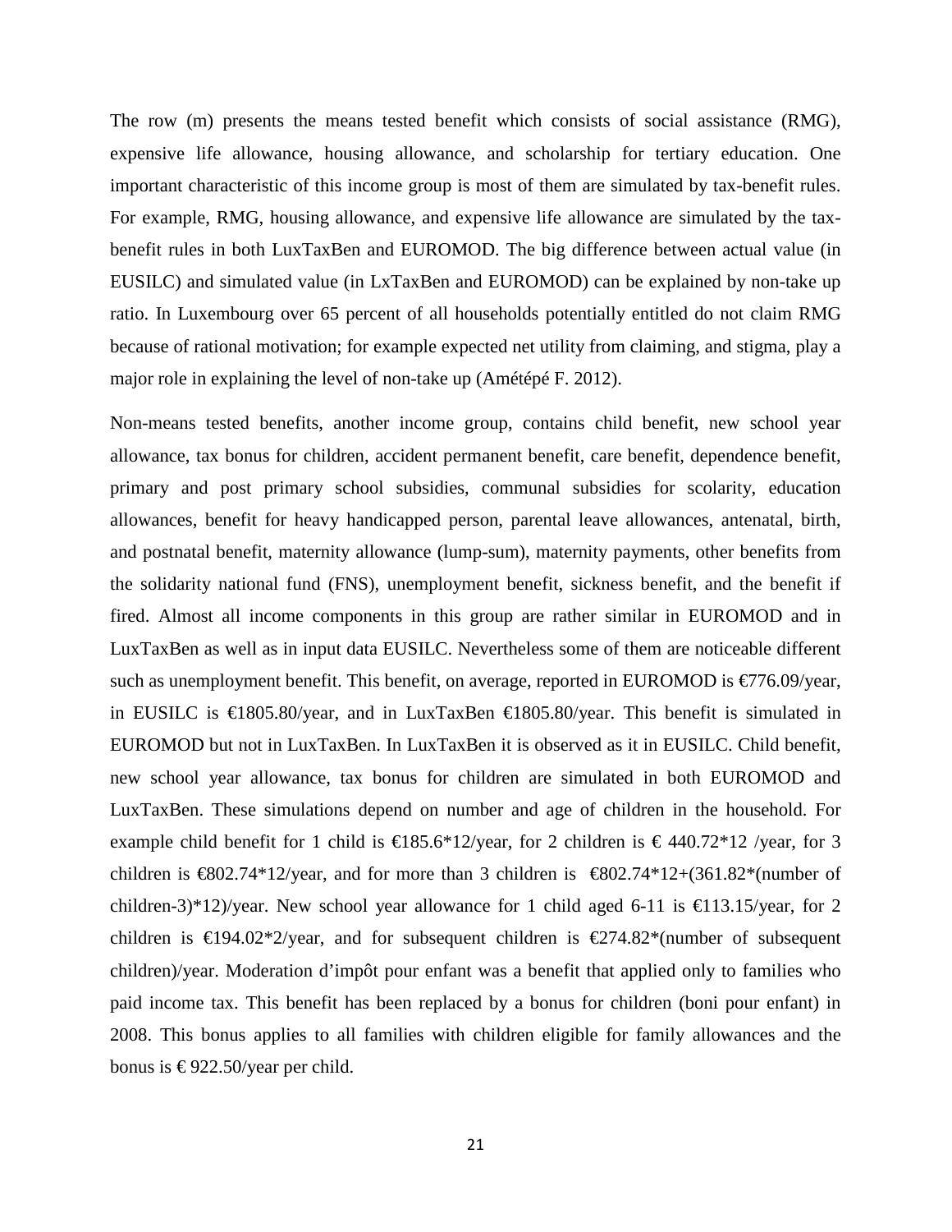The row (m) presents the means tested benefit which consists of social assistance (RMG), expensive life allowance, housing allowance, and scholarship for tertiary education. One important characteristic of this income group is most of them are simulated by tax-benefit rules. For example, RMG, housing allowance, and expensive life allowance are simulated by the tax-benefit rules in both LuxTaxBen and EUROMOD. The big difference between actual value (in EUSILC) and simulated value (in LxTaxBen and EUROMOD) can be explained by non-take up ratio. In Luxembourg over 65 percent of all households potentially entitled do not claim RMG because of rational motivation; for example expected net utility from claiming, and stigma, play a major role in explaining the level of non-take up (Amétépé F. 2012).

Non-means tested benefits, another income group, contains child benefit, new school year allowance, tax bonus for children, accident permanent benefit, care benefit, dependence benefit, primary and post primary school subsidies, communal subsidies for scolarity, education allowances, benefit for heavy handicapped person, parental leave allowances, antenatal, birth, and postnatal benefit, maternity allowance (lump-sum), maternity payments, other benefits from the solidarity national fund (FNS), unemployment benefit, sickness benefit, and the benefit if fired. Almost all income components in this group are rather similar in EUROMOD and in LuxTaxBen as well as in input data EUSILC. Nevertheless some of them are noticeable different such as unemployment benefit. This benefit, on average, reported in EUROMOD is €776.09/year, in EUSILC is €1805.80/year, and in LuxTaxBen €1805.80/year. This benefit is simulated in EUROMOD but not in LuxTaxBen. In LuxTaxBen it is observed as it in EUSILC. Child benefit, new school year allowance, tax bonus for children are simulated in both EUROMOD and LuxTaxBen. These simulations depend on number and age of children in the household. For example child benefit for 1 child is €185.6*12/year, for 2 children is € 440.72*12 /year, for 3 children is €802.74*12/year, and for more than 3 children is €802.74*12+(361.82*(number of children-3)*12)/year. New school year allowance for 1 child aged 6-11 is €113.15/year, for 2 children is €194.02*2/year, and for subsequent children is €274.82*(number of subsequent children)/year. Moderation d'impôt pour enfant was a benefit that applied only to families who paid income tax. This benefit has been replaced by a bonus for children (boni pour enfant) in 2008. This bonus applies to all families with children eligible for family allowances and the bonus is € 922.50/year per child.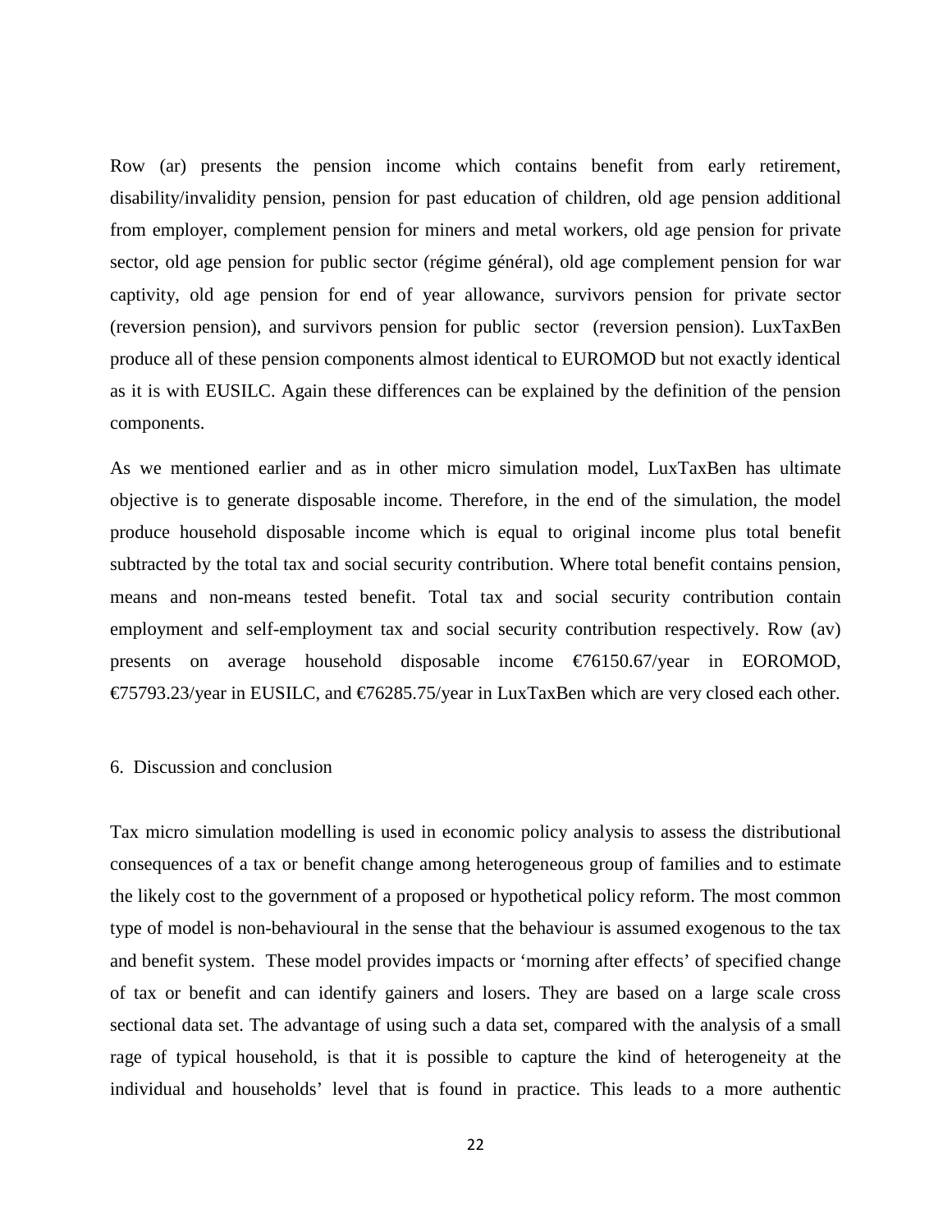Row (ar) presents the pension income which contains benefit from early retirement, disability/invalidity pension, pension for past education of children, old age pension additional from employer, complement pension for miners and metal workers, old age pension for private sector, old age pension for public sector (régime général), old age complement pension for war captivity, old age pension for end of year allowance, survivors pension for private sector (reversion pension), and survivors pension for public sector (reversion pension). LuxTaxBen produce all of these pension components almost identical to EUROMOD but not exactly identical as it is with EUSILC. Again these differences can be explained by the definition of the pension components.

As we mentioned earlier and as in other micro simulation model, LuxTaxBen has ultimate objective is to generate disposable income. Therefore, in the end of the simulation, the model produce household disposable income which is equal to original income plus total benefit subtracted by the total tax and social security contribution. Where total benefit contains pension, means and non-means tested benefit. Total tax and social security contribution contain employment and self-employment tax and social security contribution respectively. Row (av) presents on average household disposable income €76150.67/year in EOROMOD, €75793.23/year in EUSILC, and €76285.75/year in LuxTaxBen which are very closed each other.

## 6. Discussion and conclusion

Tax micro simulation modelling is used in economic policy analysis to assess the distributional consequences of a tax or benefit change among heterogeneous group of families and to estimate the likely cost to the government of a proposed or hypothetical policy reform. The most common type of model is non-behavioural in the sense that the behaviour is assumed exogenous to the tax and benefit system. These model provides impacts or 'morning after effects' of specified change of tax or benefit and can identify gainers and losers. They are based on a large scale cross sectional data set. The advantage of using such a data set, compared with the analysis of a small rage of typical household, is that it is possible to capture the kind of heterogeneity at the individual and households' level that is found in practice. This leads to a more authentic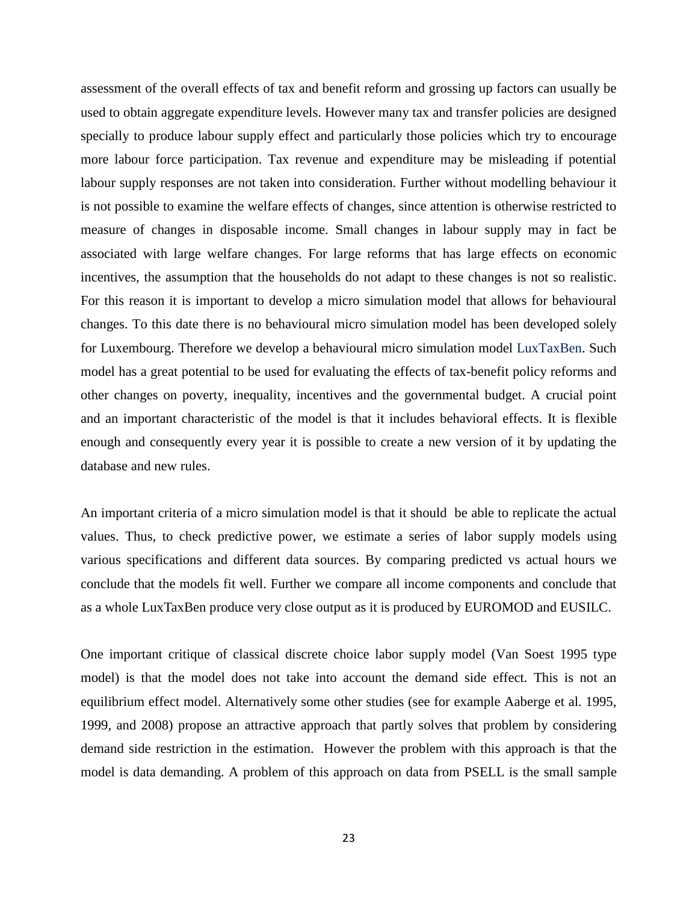assessment of the overall effects of tax and benefit reform and grossing up factors can usually be used to obtain aggregate expenditure levels. However many tax and transfer policies are designed specially to produce labour supply effect and particularly those policies which try to encourage more labour force participation. Tax revenue and expenditure may be misleading if potential labour supply responses are not taken into consideration. Further without modelling behaviour it is not possible to examine the welfare effects of changes, since attention is otherwise restricted to measure of changes in disposable income. Small changes in labour supply may in fact be associated with large welfare changes. For large reforms that has large effects on economic incentives, the assumption that the households do not adapt to these changes is not so realistic. For this reason it is important to develop a micro simulation model that allows for behavioural changes. To this date there is no behavioural micro simulation model has been developed solely for Luxembourg. Therefore we develop a behavioural micro simulation model LuxTaxBen. Such model has a great potential to be used for evaluating the effects of tax-benefit policy reforms and other changes on poverty, inequality, incentives and the governmental budget. A crucial point and an important characteristic of the model is that it includes behavioral effects. It is flexible enough and consequently every year it is possible to create a new version of it by updating the database and new rules.

An important criteria of a micro simulation model is that it should be able to replicate the actual values. Thus, to check predictive power, we estimate a series of labor supply models using various specifications and different data sources. By comparing predicted vs actual hours we conclude that the models fit well. Further we compare all income components and conclude that as a whole LuxTaxBen produce very close output as it is produced by EUROMOD and EUSILC.

One important critique of classical discrete choice labor supply model (Van Soest 1995 type model) is that the model does not take into account the demand side effect. This is not an equilibrium effect model. Alternatively some other studies (see for example Aaberge et al. 1995, 1999, and 2008) propose an attractive approach that partly solves that problem by considering demand side restriction in the estimation. However the problem with this approach is that the model is data demanding. A problem of this approach on data from PSELL is the small sample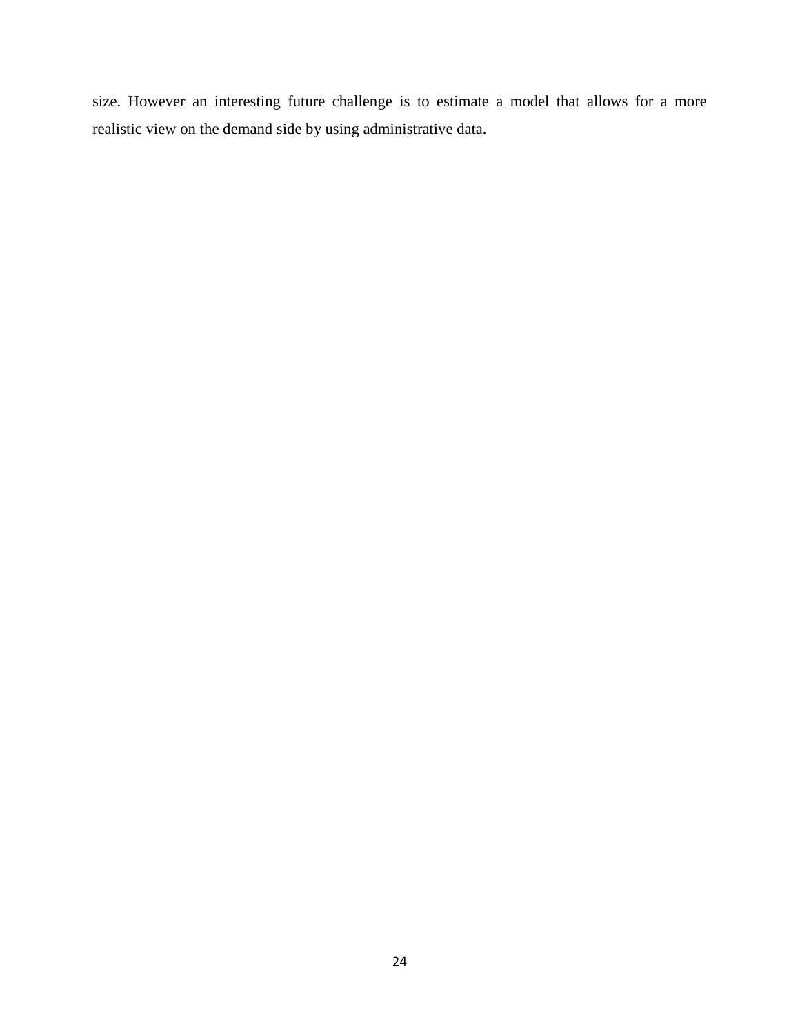size. However an interesting future challenge is to estimate a model that allows for a more realistic view on the demand side by using administrative data.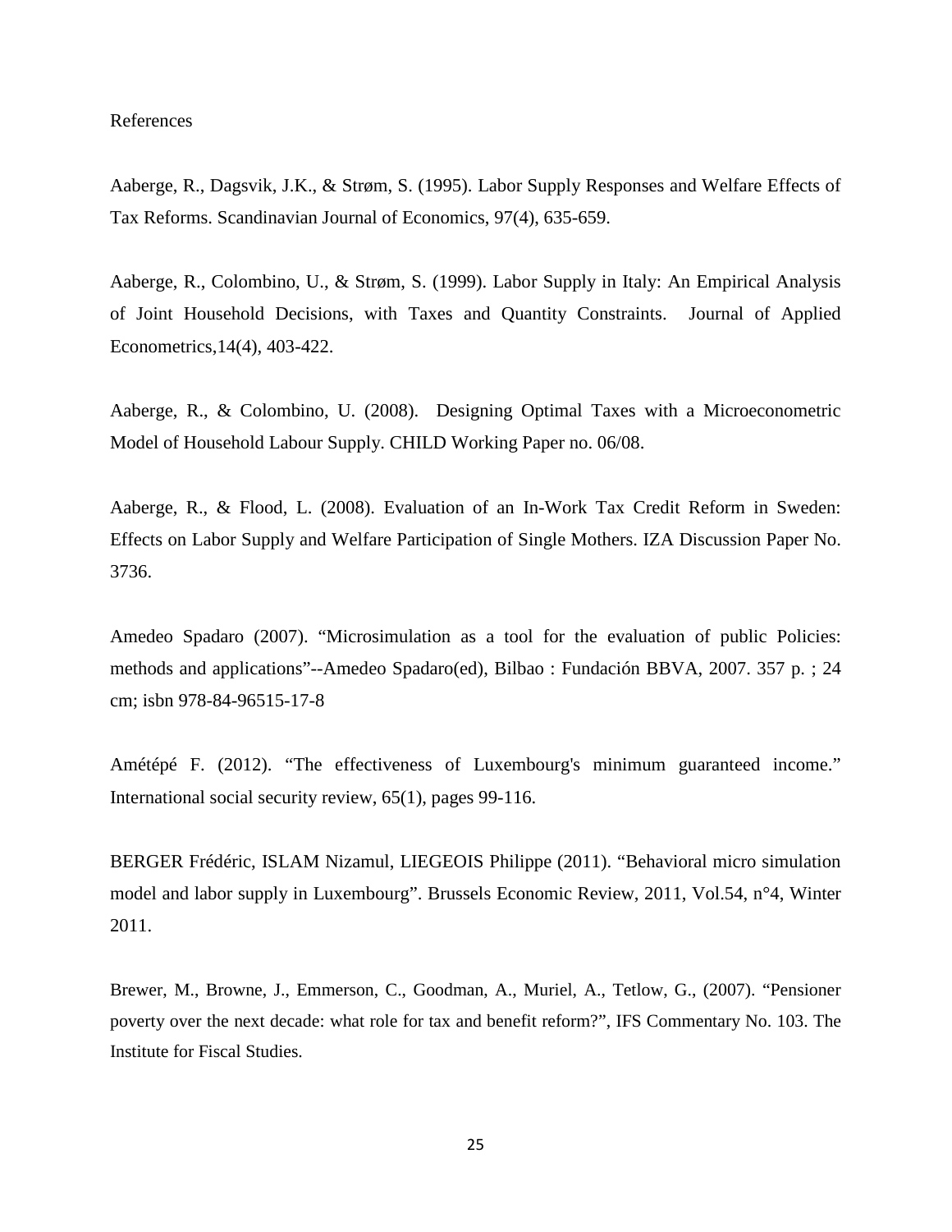References

Aaberge, R., Dagsvik, J.K., & Strøm, S. (1995). Labor Supply Responses and Welfare Effects of Tax Reforms. Scandinavian Journal of Economics, 97(4), 635-659.

Aaberge, R., Colombino, U., & Strøm, S. (1999). Labor Supply in Italy: An Empirical Analysis of Joint Household Decisions, with Taxes and Quantity Constraints. Journal of Applied Econometrics,14(4), 403-422.

Aaberge, R., & Colombino, U. (2008). Designing Optimal Taxes with a Microeconometric Model of Household Labour Supply. CHILD Working Paper no. 06/08.

Aaberge, R., & Flood, L. (2008). Evaluation of an In-Work Tax Credit Reform in Sweden: Effects on Labor Supply and Welfare Participation of Single Mothers. IZA Discussion Paper No. 3736.

Amedeo Spadaro (2007). "Microsimulation as a tool for the evaluation of public Policies: methods and applications"--Amedeo Spadaro(ed), Bilbao : Fundación BBVA, 2007. 357 p. ; 24 cm; isbn 978-84-96515-17-8

Amétépé F. (2012). "The effectiveness of Luxembourg's minimum guaranteed income." International social security review, 65(1), pages 99-116.

BERGER Frédéric, ISLAM Nizamul, LIEGEOIS Philippe (2011). "Behavioral micro simulation model and labor supply in Luxembourg". Brussels Economic Review, 2011, Vol.54, n°4, Winter 2011.

Brewer, M., Browne, J., Emmerson, C., Goodman, A., Muriel, A., Tetlow, G., (2007). "Pensioner poverty over the next decade: what role for tax and benefit reform?", IFS Commentary No. 103. The Institute for Fiscal Studies.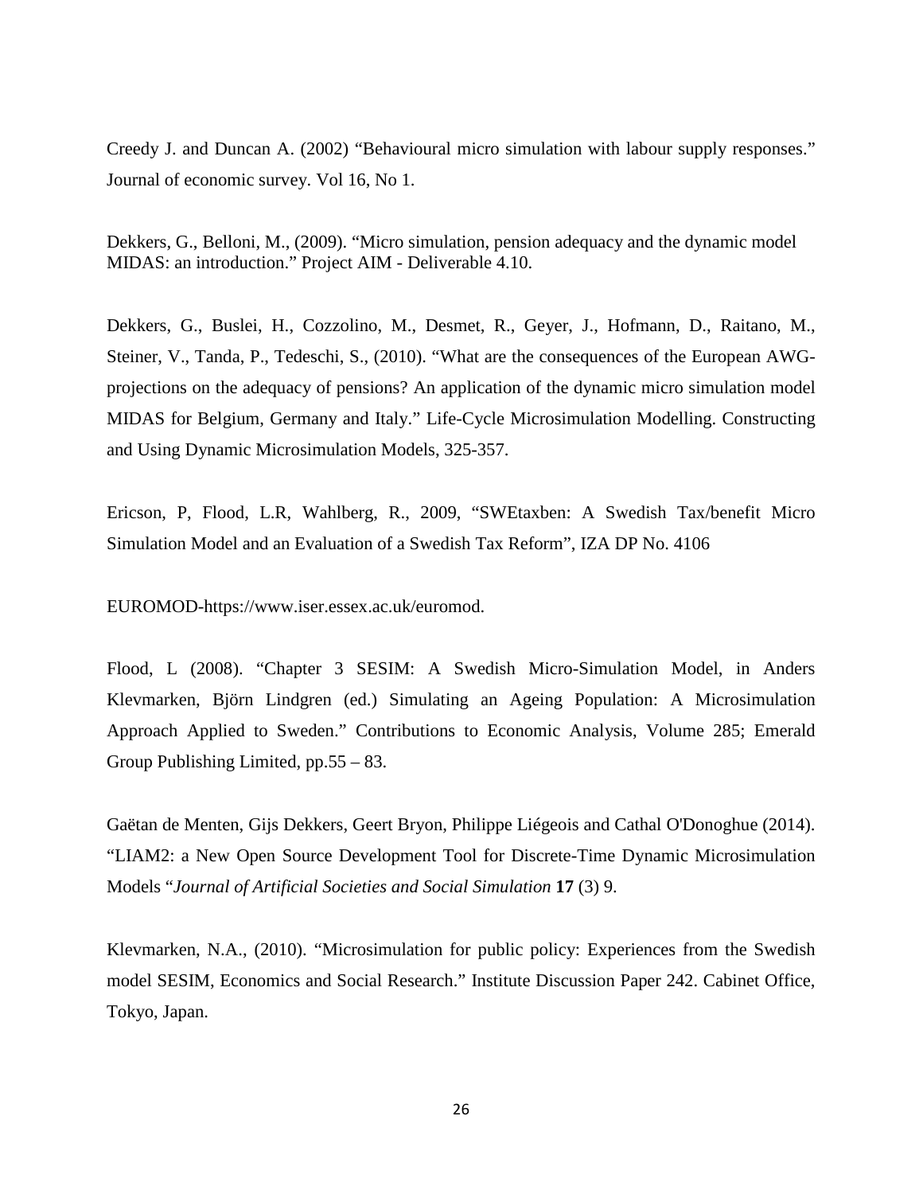Creedy J. and Duncan A. (2002) "Behavioural micro simulation with labour supply responses." Journal of economic survey. Vol 16, No 1.

Dekkers, G., Belloni, M., (2009). "Micro simulation, pension adequacy and the dynamic model MIDAS: an introduction." Project AIM - Deliverable 4.10.

Dekkers, G., Buslei, H., Cozzolino, M., Desmet, R., Geyer, J., Hofmann, D., Raitano, M., Steiner, V., Tanda, P., Tedeschi, S., (2010). "What are the consequences of the European AWG-projections on the adequacy of pensions? An application of the dynamic micro simulation model MIDAS for Belgium, Germany and Italy." Life-Cycle Microsimulation Modelling. Constructing and Using Dynamic Microsimulation Models, 325-357.

Ericson, P, Flood, L.R, Wahlberg, R., 2009, "SWEtaxben: A Swedish Tax/benefit Micro Simulation Model and an Evaluation of a Swedish Tax Reform", IZA DP No. 4106

EUROMOD-https://www.iser.essex.ac.uk/euromod.

Flood, L (2008). "Chapter 3 SESIM: A Swedish Micro-Simulation Model, in Anders Klevmarken, Björn Lindgren (ed.) Simulating an Ageing Population: A Microsimulation Approach Applied to Sweden." Contributions to Economic Analysis, Volume 285; Emerald Group Publishing Limited, pp.55 – 83.

Gaëtan de Menten, Gijs Dekkers, Geert Bryon, Philippe Liégeois and Cathal O'Donoghue (2014). "LIAM2: a New Open Source Development Tool for Discrete-Time Dynamic Microsimulation Models "*Journal of Artificial Societies and Social Simulation* **17** (3) 9.

Klevmarken, N.A., (2010). "Microsimulation for public policy: Experiences from the Swedish model SESIM, Economics and Social Research." Institute Discussion Paper 242. Cabinet Office, Tokyo, Japan.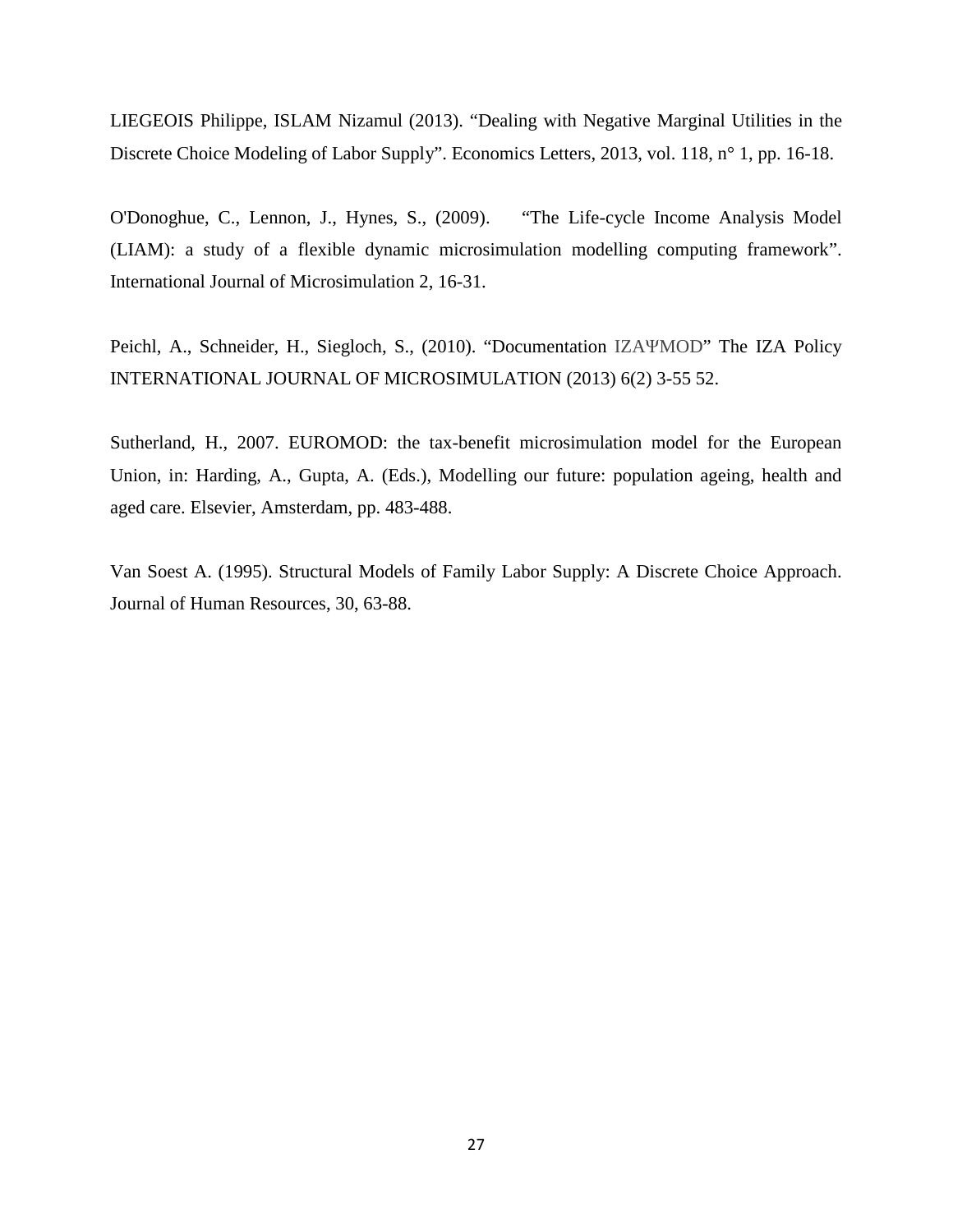LIEGEOIS Philippe, ISLAM Nizamul (2013). "Dealing with Negative Marginal Utilities in the Discrete Choice Modeling of Labor Supply". Economics Letters, 2013, vol. 118, n° 1, pp. 16-18.

O'Donoghue, C., Lennon, J., Hynes, S., (2009). "The Life-cycle Income Analysis Model (LIAM): a study of a flexible dynamic microsimulation modelling computing framework". International Journal of Microsimulation 2, 16-31.

Peichl, A., Schneider, H., Siegloch, S., (2010). "Documentation IZAΨMOD" The IZA Policy INTERNATIONAL JOURNAL OF MICROSIMULATION (2013) 6(2) 3-55 52.

Sutherland, H., 2007. EUROMOD: the tax-benefit microsimulation model for the European Union, in: Harding, A., Gupta, A. (Eds.), Modelling our future: population ageing, health and aged care. Elsevier, Amsterdam, pp. 483-488.

Van Soest A. (1995). Structural Models of Family Labor Supply: A Discrete Choice Approach. Journal of Human Resources, 30, 63-88.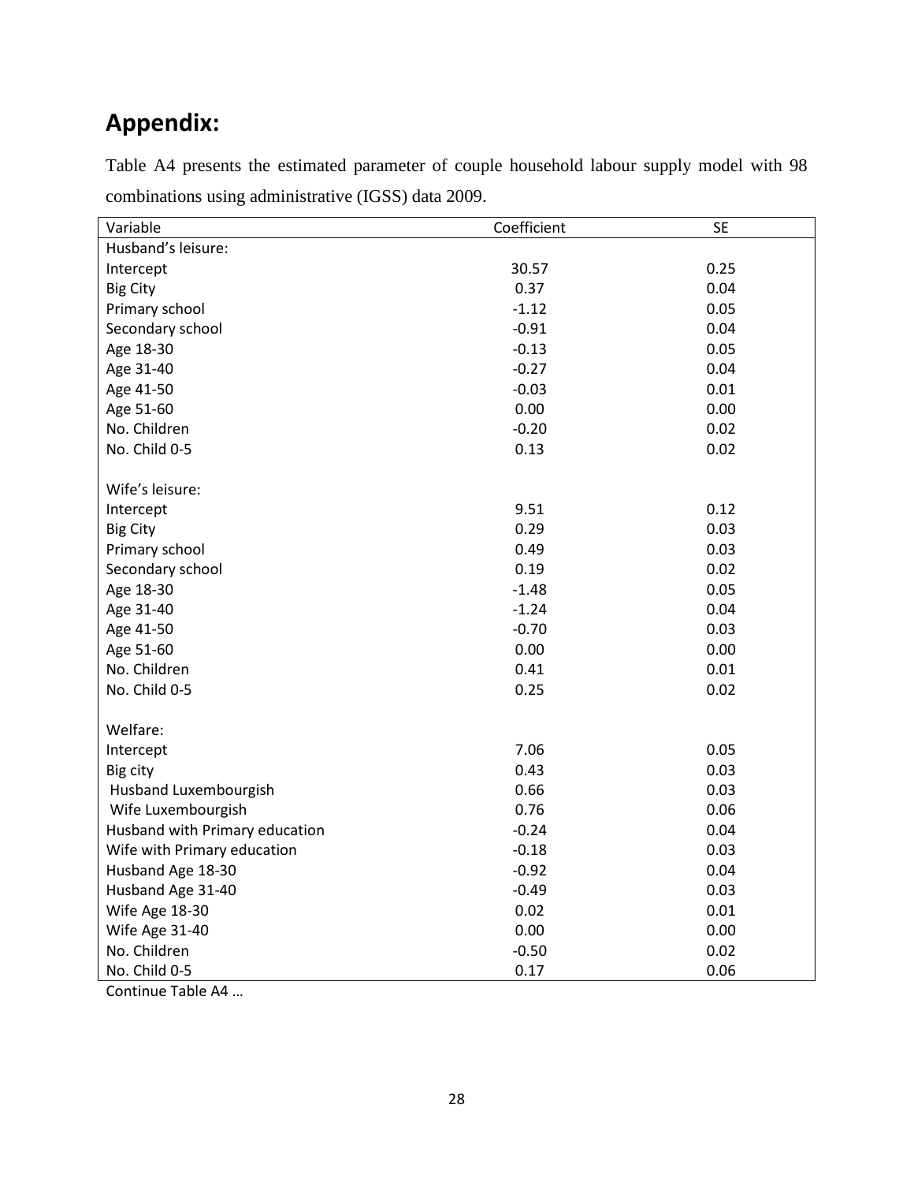## Appendix:

Table A4 presents the estimated parameter of couple household labour supply model with 98 combinations using administrative (IGSS) data 2009.

| Variable | Coefficient | SE |
|---|---|---|
| Husband's leisure: | | |
| Intercept | 30.57 | 0.25 |
| Big City | 0.37 | 0.04 |
| Primary school | -1.12 | 0.05 |
| Secondary school | -0.91 | 0.04 |
| Age 18-30 | -0.13 | 0.05 |
| Age 31-40 | -0.27 | 0.04 |
| Age 41-50 | -0.03 | 0.01 |
| Age 51-60 | 0.00 | 0.00 |
| No. Children | -0.20 | 0.02 |
| No. Child 0-5 | 0.13 | 0.02 |
| | | |
| Wife's leisure: | | |
| Intercept | 9.51 | 0.12 |
| Big City | 0.29 | 0.03 |
| Primary school | 0.49 | 0.03 |
| Secondary school | 0.19 | 0.02 |
| Age 18-30 | -1.48 | 0.05 |
| Age 31-40 | -1.24 | 0.04 |
| Age 41-50 | -0.70 | 0.03 |
| Age 51-60 | 0.00 | 0.00 |
| No. Children | 0.41 | 0.01 |
| No. Child 0-5 | 0.25 | 0.02 |
| | | |
| Welfare: | | |
| Intercept | 7.06 | 0.05 |
| Big city | 0.43 | 0.03 |
| Husband Luxembourgish | 0.66 | 0.03 |
| Wife Luxembourgish | 0.76 | 0.06 |
| Husband with Primary education | -0.24 | 0.04 |
| Wife with Primary education | -0.18 | 0.03 |
| Husband Age 18-30 | -0.92 | 0.04 |
| Husband Age 31-40 | -0.49 | 0.03 |
| Wife Age 18-30 | 0.02 | 0.01 |
| Wife Age 31-40 | 0.00 | 0.00 |
| No. Children | -0.50 | 0.02 |
| No. Child 0-5 | 0.17 | 0.06 |

Continue Table A4 …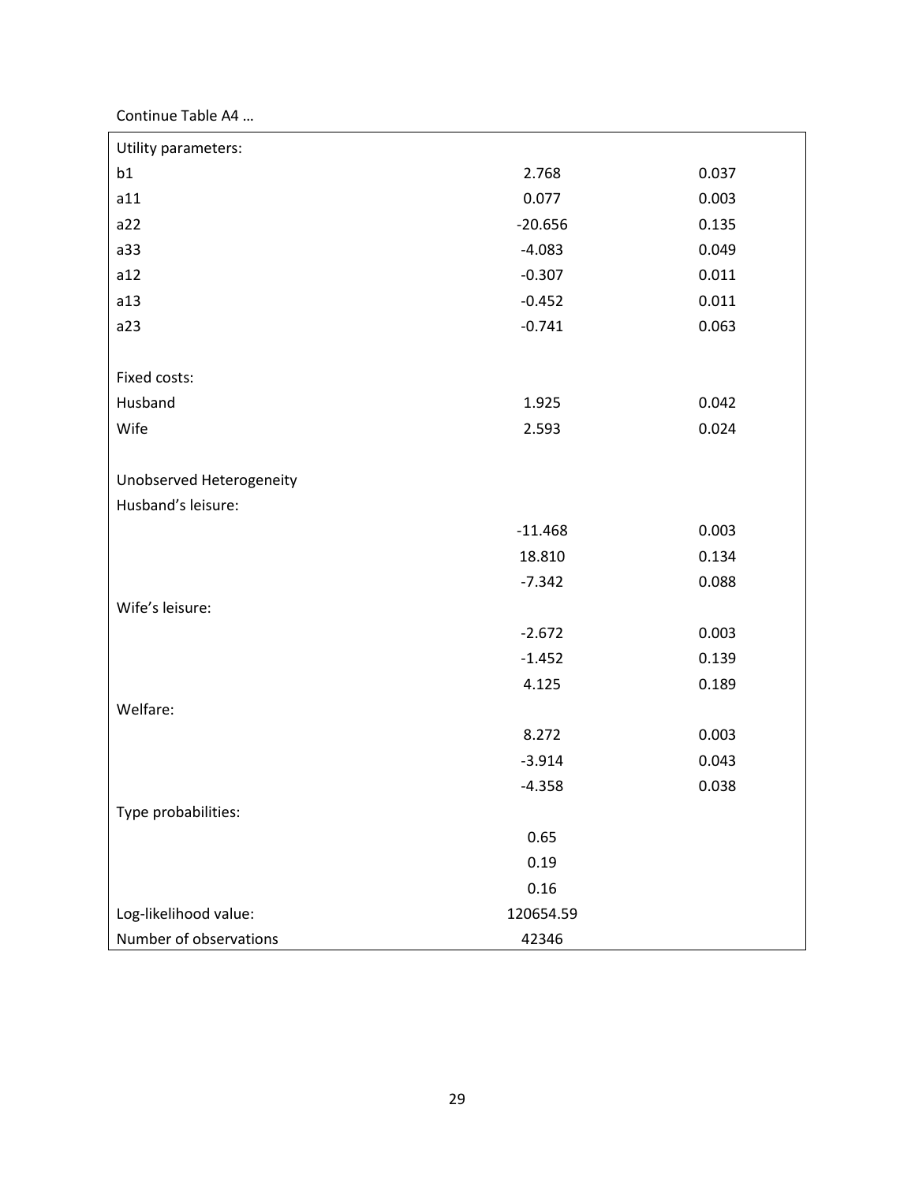Continue Table A4 …

| | | |
|---|---|---|
| Utility parameters: | | |
| b1 | 2.768 | 0.037 |
| a11 | 0.077 | 0.003 |
| a22 | -20.656 | 0.135 |
| a33 | -4.083 | 0.049 |
| a12 | -0.307 | 0.011 |
| a13 | -0.452 | 0.011 |
| a23 | -0.741 | 0.063 |
| | | |
| Fixed costs: | | |
| Husband | 1.925 | 0.042 |
| Wife | 2.593 | 0.024 |
| | | |
| Unobserved Heterogeneity | | |
| Husband's leisure: | | |
| | -11.468 | 0.003 |
| | 18.810 | 0.134 |
| | -7.342 | 0.088 |
| Wife's leisure: | | |
| | -2.672 | 0.003 |
| | -1.452 | 0.139 |
| | 4.125 | 0.189 |
| Welfare: | | |
| | 8.272 | 0.003 |
| | -3.914 | 0.043 |
| | -4.358 | 0.038 |
| Type probabilities: | | |
| | 0.65 | |
| | 0.19 | |
| | 0.16 | |
| Log-likelihood value: | 120654.59 | |
| Number of observations | 42346 | |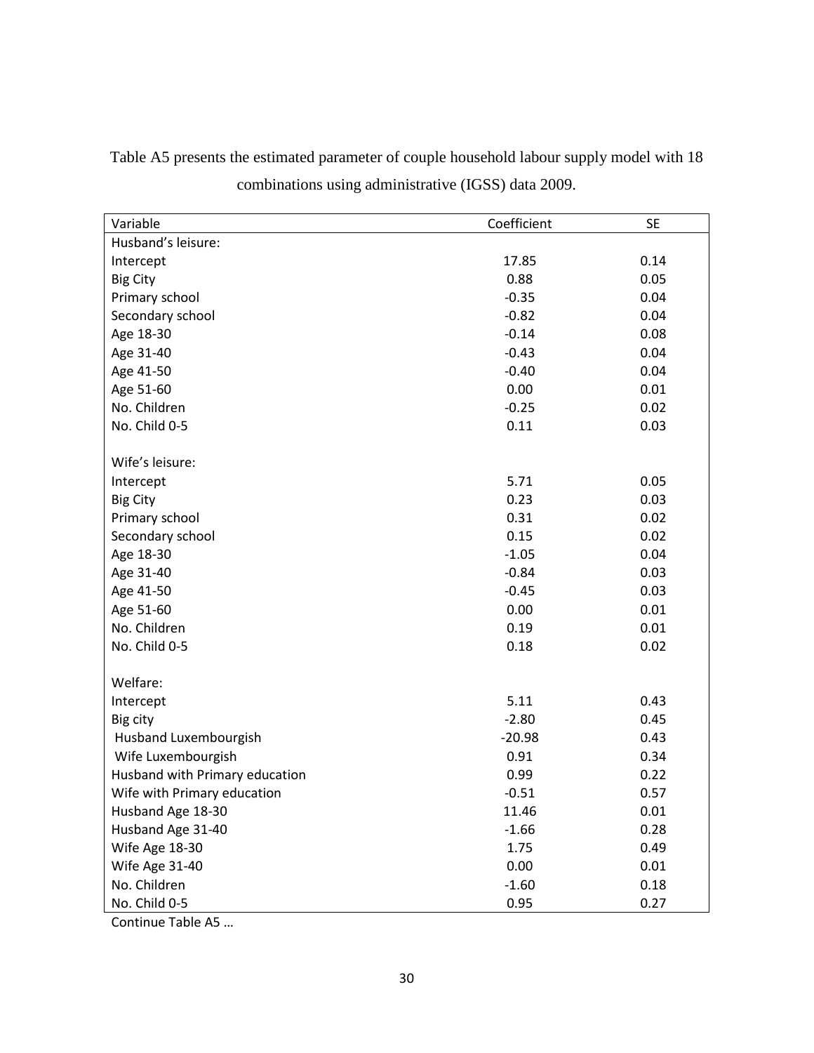Table A5 presents the estimated parameter of couple household labour supply model with 18 combinations using administrative (IGSS) data 2009.

| Variable | Coefficient | SE |
|---|---|---|
| Husband's leisure: | | |
| Intercept | 17.85 | 0.14 |
| Big City | 0.88 | 0.05 |
| Primary school | -0.35 | 0.04 |
| Secondary school | -0.82 | 0.04 |
| Age 18-30 | -0.14 | 0.08 |
| Age 31-40 | -0.43 | 0.04 |
| Age 41-50 | -0.40 | 0.04 |
| Age 51-60 | 0.00 | 0.01 |
| No. Children | -0.25 | 0.02 |
| No. Child 0-5 | 0.11 | 0.03 |
| | | |
| Wife's leisure: | | |
| Intercept | 5.71 | 0.05 |
| Big City | 0.23 | 0.03 |
| Primary school | 0.31 | 0.02 |
| Secondary school | 0.15 | 0.02 |
| Age 18-30 | -1.05 | 0.04 |
| Age 31-40 | -0.84 | 0.03 |
| Age 41-50 | -0.45 | 0.03 |
| Age 51-60 | 0.00 | 0.01 |
| No. Children | 0.19 | 0.01 |
| No. Child 0-5 | 0.18 | 0.02 |
| | | |
| Welfare: | | |
| Intercept | 5.11 | 0.43 |
| Big city | -2.80 | 0.45 |
| Husband Luxembourgish | -20.98 | 0.43 |
| Wife Luxembourgish | 0.91 | 0.34 |
| Husband with Primary education | 0.99 | 0.22 |
| Wife with Primary education | -0.51 | 0.57 |
| Husband Age 18-30 | 11.46 | 0.01 |
| Husband Age 31-40 | -1.66 | 0.28 |
| Wife Age 18-30 | 1.75 | 0.49 |
| Wife Age 31-40 | 0.00 | 0.01 |
| No. Children | -1.60 | 0.18 |
| No. Child 0-5 | 0.95 | 0.27 |

Continue Table A5 …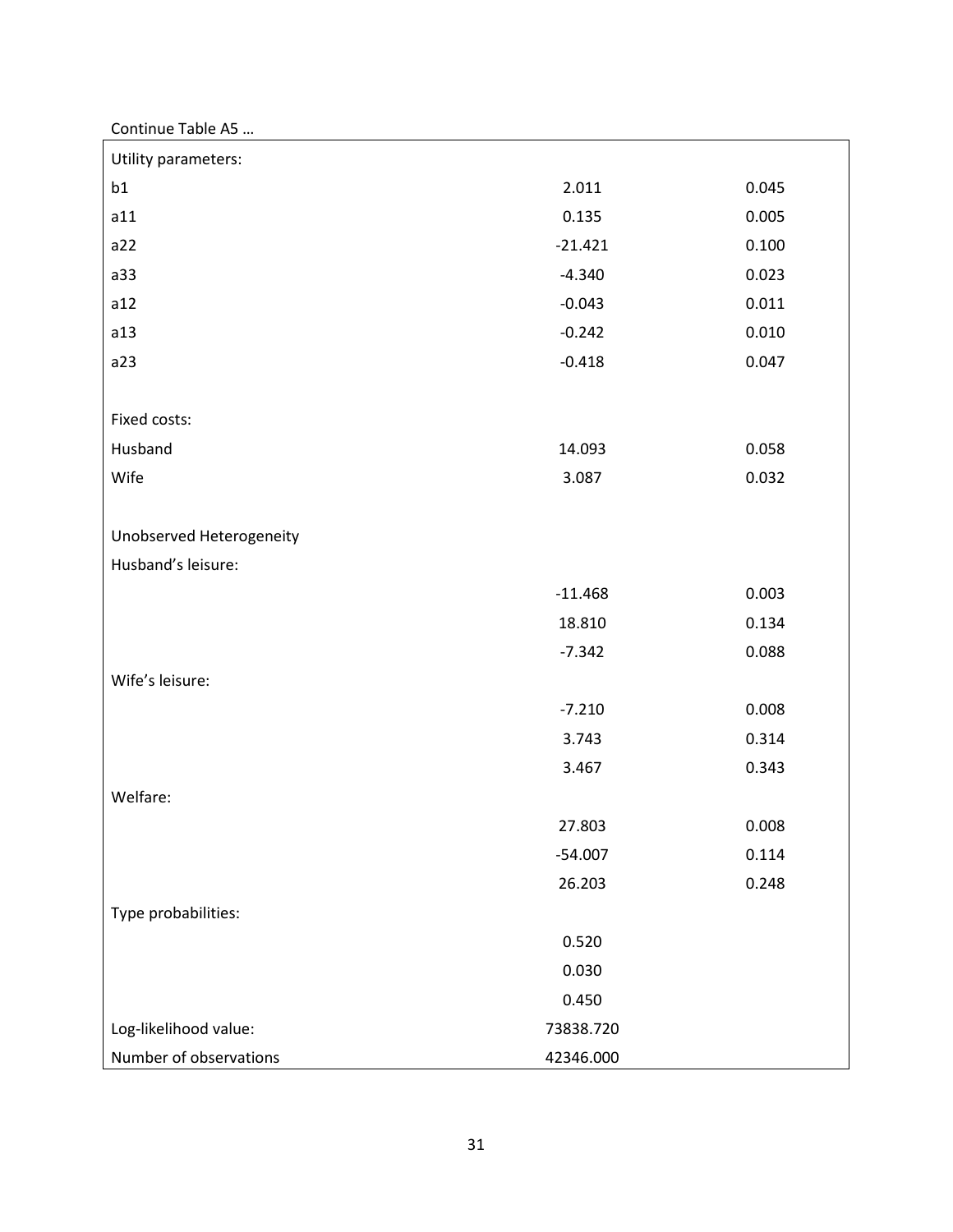Continue Table A5 …

| | | |
|---|---|---|
| Utility parameters: | | |
| b1 | 2.011 | 0.045 |
| a11 | 0.135 | 0.005 |
| a22 | -21.421 | 0.100 |
| a33 | -4.340 | 0.023 |
| a12 | -0.043 | 0.011 |
| a13 | -0.242 | 0.010 |
| a23 | -0.418 | 0.047 |
| | | |
| Fixed costs: | | |
| Husband | 14.093 | 0.058 |
| Wife | 3.087 | 0.032 |
| | | |
| Unobserved Heterogeneity | | |
| Husband's leisure: | | |
| | -11.468 | 0.003 |
| | 18.810 | 0.134 |
| | -7.342 | 0.088 |
| Wife's leisure: | | |
| | -7.210 | 0.008 |
| | 3.743 | 0.314 |
| | 3.467 | 0.343 |
| Welfare: | | |
| | 27.803 | 0.008 |
| | -54.007 | 0.114 |
| | 26.203 | 0.248 |
| Type probabilities: | | |
| | 0.520 | |
| | 0.030 | |
| | 0.450 | |
| Log-likelihood value: | 73838.720 | |
| Number of observations | 42346.000 | |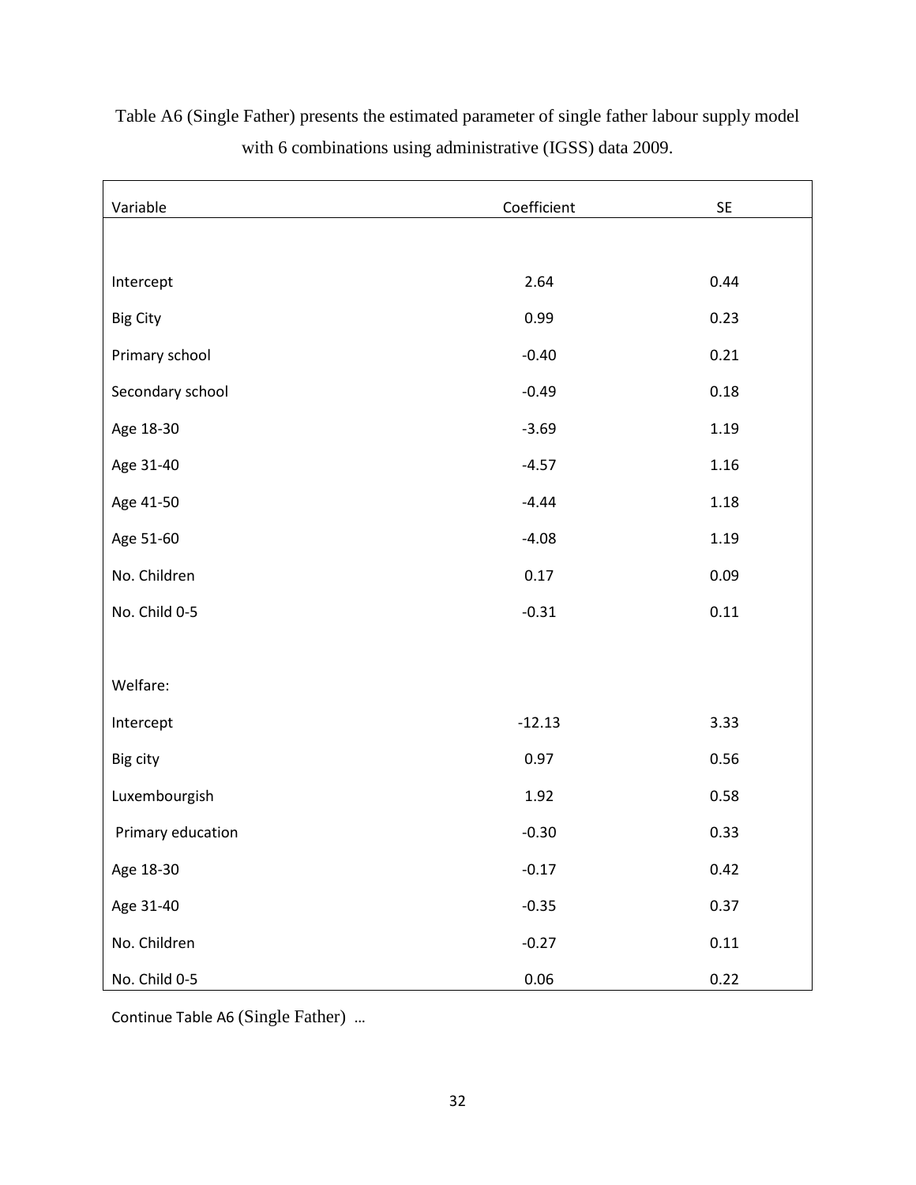Table A6 (Single Father) presents the estimated parameter of single father labour supply model with 6 combinations using administrative (IGSS) data 2009.

| Variable | Coefficient | SE |
| --- | --- | --- |
| | | |
| Intercept | 2.64 | 0.44 |
| Big City | 0.99 | 0.23 |
| Primary school | -0.40 | 0.21 |
| Secondary school | -0.49 | 0.18 |
| Age 18-30 | -3.69 | 1.19 |
| Age 31-40 | -4.57 | 1.16 |
| Age 41-50 | -4.44 | 1.18 |
| Age 51-60 | -4.08 | 1.19 |
| No. Children | 0.17 | 0.09 |
| No. Child 0-5 | -0.31 | 0.11 |
| | | |
| Welfare: | | |
| Intercept | -12.13 | 3.33 |
| Big city | 0.97 | 0.56 |
| Luxembourgish | 1.92 | 0.58 |
| Primary education | -0.30 | 0.33 |
| Age 18-30 | -0.17 | 0.42 |
| Age 31-40 | -0.35 | 0.37 |
| No. Children | -0.27 | 0.11 |
| No. Child 0-5 | 0.06 | 0.22 |

Continue Table A6 (Single Father) …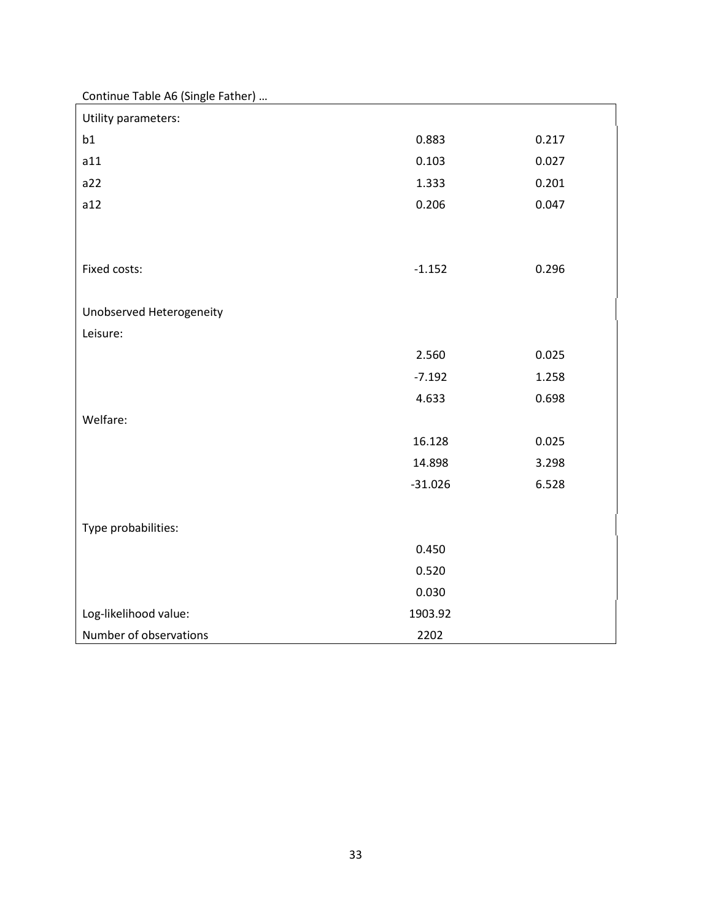Continue Table A6 (Single Father) …

| | | |
|---|---|---|
| Utility parameters: | | |
| b1 | 0.883 | 0.217 |
| a11 | 0.103 | 0.027 |
| a22 | 1.333 | 0.201 |
| a12 | 0.206 | 0.047 |
| | | |
| Fixed costs: | -1.152 | 0.296 |
| | | |
| Unobserved Heterogeneity | | |
| Leisure: | | |
| | 2.560 | 0.025 |
| | -7.192 | 1.258 |
| | 4.633 | 0.698 |
| Welfare: | | |
| | 16.128 | 0.025 |
| | 14.898 | 3.298 |
| | -31.026 | 6.528 |
| | | |
| Type probabilities: | | |
| | 0.450 | |
| | 0.520 | |
| | 0.030 | |
| Log-likelihood value: | 1903.92 | |
| Number of observations | 2202 | |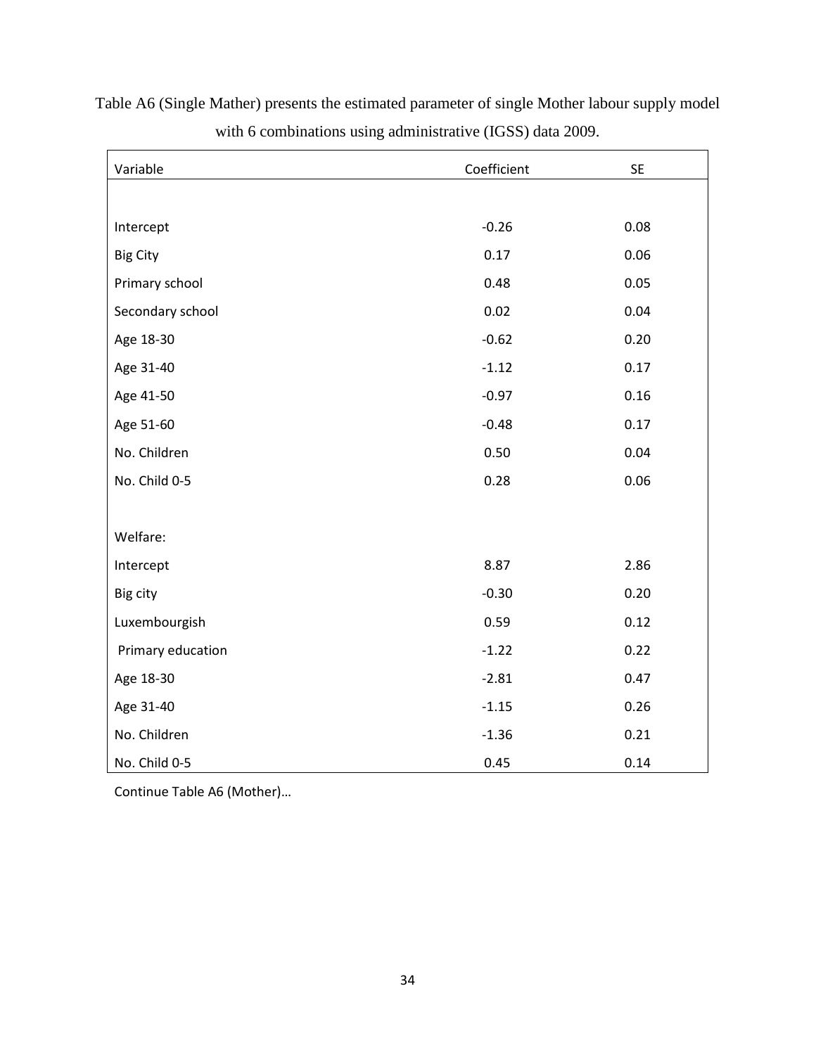Table A6 (Single Mather) presents the estimated parameter of single Mother labour supply model with 6 combinations using administrative (IGSS) data 2009.

| Variable | Coefficient | SE |
|---|---|---|
| | | |
| Intercept | -0.26 | 0.08 |
| Big City | 0.17 | 0.06 |
| Primary school | 0.48 | 0.05 |
| Secondary school | 0.02 | 0.04 |
| Age 18-30 | -0.62 | 0.20 |
| Age 31-40 | -1.12 | 0.17 |
| Age 41-50 | -0.97 | 0.16 |
| Age 51-60 | -0.48 | 0.17 |
| No. Children | 0.50 | 0.04 |
| No. Child 0-5 | 0.28 | 0.06 |
| | | |
| Welfare: | | |
| Intercept | 8.87 | 2.86 |
| Big city | -0.30 | 0.20 |
| Luxembourgish | 0.59 | 0.12 |
| Primary education | -1.22 | 0.22 |
| Age 18-30 | -2.81 | 0.47 |
| Age 31-40 | -1.15 | 0.26 |
| No. Children | -1.36 | 0.21 |
| No. Child 0-5 | 0.45 | 0.14 |

Continue Table A6 (Mother)…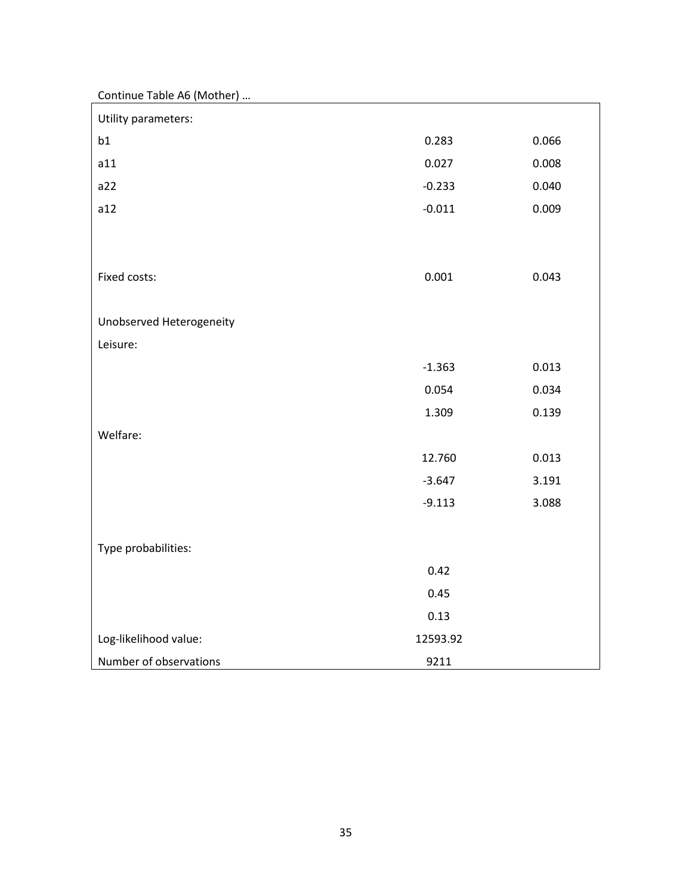Continue Table A6 (Mother) …

| | | |
|---|---|---|
| Utility parameters: | | |
| b1 | 0.283 | 0.066 |
| a11 | 0.027 | 0.008 |
| a22 | -0.233 | 0.040 |
| a12 | -0.011 | 0.009 |
| | | |
| Fixed costs: | 0.001 | 0.043 |
| | | |
| Unobserved Heterogeneity | | |
| Leisure: | | |
| | -1.363 | 0.013 |
| | 0.054 | 0.034 |
| | 1.309 | 0.139 |
| Welfare: | | |
| | 12.760 | 0.013 |
| | -3.647 | 3.191 |
| | -9.113 | 3.088 |
| | | |
| Type probabilities: | | |
| | 0.42 | |
| | 0.45 | |
| | 0.13 | |
| Log-likelihood value: | 12593.92 | |
| Number of observations | 9211 | |